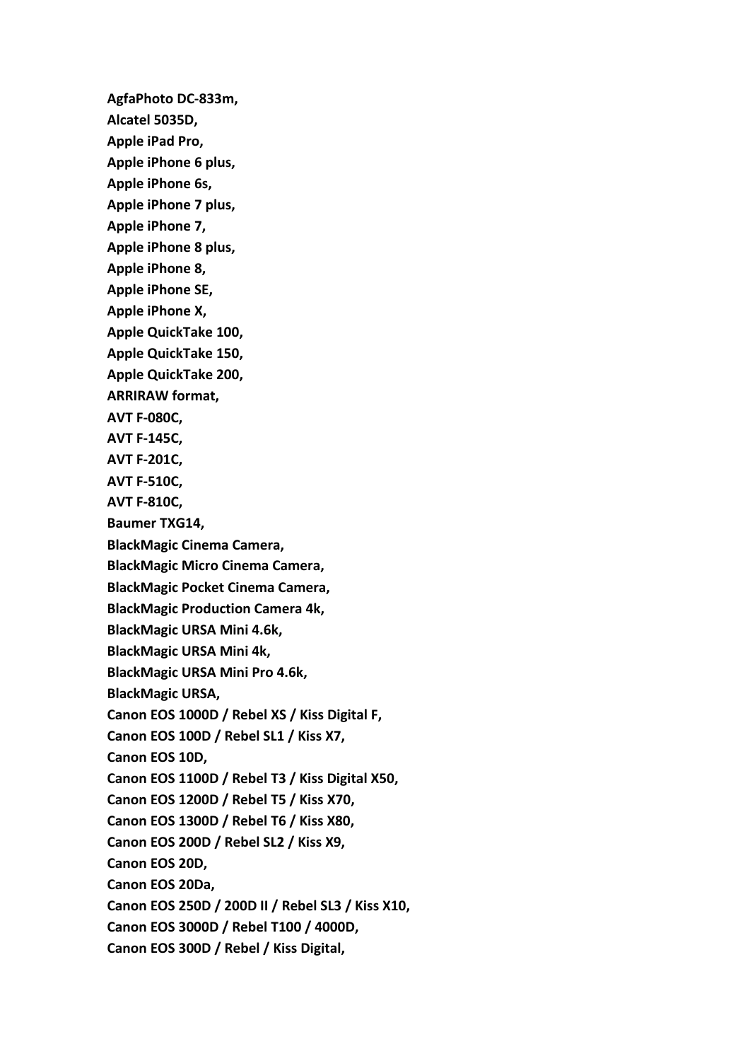**AgfaPhoto DC-833m,**

**Alcatel 5035D,**

**Apple iPad Pro,**

**Apple iPhone 6 plus,**

**Apple iPhone 6s,**

**Apple iPhone 7 plus,**

**Apple iPhone 7,**

**Apple iPhone 8 plus,**

**Apple iPhone 8,**

**Apple iPhone SE,**

**Apple iPhone X,**

**Apple QuickTake 100,**

**Apple QuickTake 150,**

**Apple QuickTake 200,**

**ARRIRAW format,**

**AVT F-080C,**

**AVT F-145C,**

**AVT F-201C,**

**AVT F-510C,**

**AVT F-810C,**

**Baumer TXG14,**

**BlackMagic Cinema Camera,**

**BlackMagic Micro Cinema Camera,**

**BlackMagic Pocket Cinema Camera,**

**BlackMagic Production Camera 4k,**

**BlackMagic URSA Mini 4.6k,**

**BlackMagic URSA Mini 4k,**

**BlackMagic URSA Mini Pro 4.6k,**

**BlackMagic URSA,**

**Canon EOS 1000D / Rebel XS / Kiss Digital F,**

**Canon EOS 100D / Rebel SL1 / Kiss X7,**

**Canon EOS 10D,**

**Canon EOS 1100D / Rebel T3 / Kiss Digital X50,**

**Canon EOS 1200D / Rebel T5 / Kiss X70,**

**Canon EOS 1300D / Rebel T6 / Kiss X80,**

**Canon EOS 200D / Rebel SL2 / Kiss X9,**

**Canon EOS 20D,**

**Canon EOS 20Da,**

**Canon EOS 250D / 200D II / Rebel SL3 / Kiss X10,**

**Canon EOS 3000D / Rebel T100 / 4000D,**

**Canon EOS 300D / Rebel / Kiss Digital,**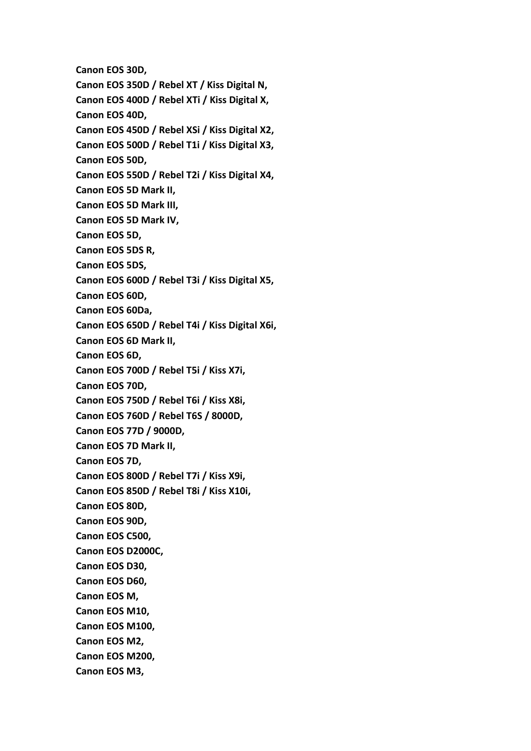**Canon EOS 30D,**

**Canon EOS 350D / Rebel XT / Kiss Digital N,**

**Canon EOS 400D / Rebel XTi / Kiss Digital X,**

**Canon EOS 40D,**

**Canon EOS 450D / Rebel XSi / Kiss Digital X2,**

**Canon EOS 500D / Rebel T1i / Kiss Digital X3,**

**Canon EOS 50D,**

**Canon EOS 550D / Rebel T2i / Kiss Digital X4,**

**Canon EOS 5D Mark II,**

**Canon EOS 5D Mark III,**

**Canon EOS 5D Mark IV,**

**Canon EOS 5D,**

**Canon EOS 5DS R,**

**Canon EOS 5DS,**

**Canon EOS 600D / Rebel T3i / Kiss Digital X5,**

**Canon EOS 60D,**

**Canon EOS 60Da,**

**Canon EOS 650D / Rebel T4i / Kiss Digital X6i,**

**Canon EOS 6D Mark II,**

**Canon EOS 6D,**

**Canon EOS 700D / Rebel T5i / Kiss X7i,**

**Canon EOS 70D,**

**Canon EOS 750D / Rebel T6i / Kiss X8i,**

**Canon EOS 760D / Rebel T6S / 8000D,**

**Canon EOS 77D / 9000D,**

**Canon EOS 7D Mark II,**

**Canon EOS 7D,**

**Canon EOS 800D / Rebel T7i / Kiss X9i,**

**Canon EOS 850D / Rebel T8i / Kiss X10i,**

**Canon EOS 80D,**

**Canon EOS 90D,**

**Canon EOS C500,**

**Canon EOS D2000C,**

**Canon EOS D30,**

**Canon EOS D60,**

**Canon EOS M,**

**Canon EOS M10,**

**Canon EOS M100,**

**Canon EOS M2,**

**Canon EOS M200,**

**Canon EOS M3,**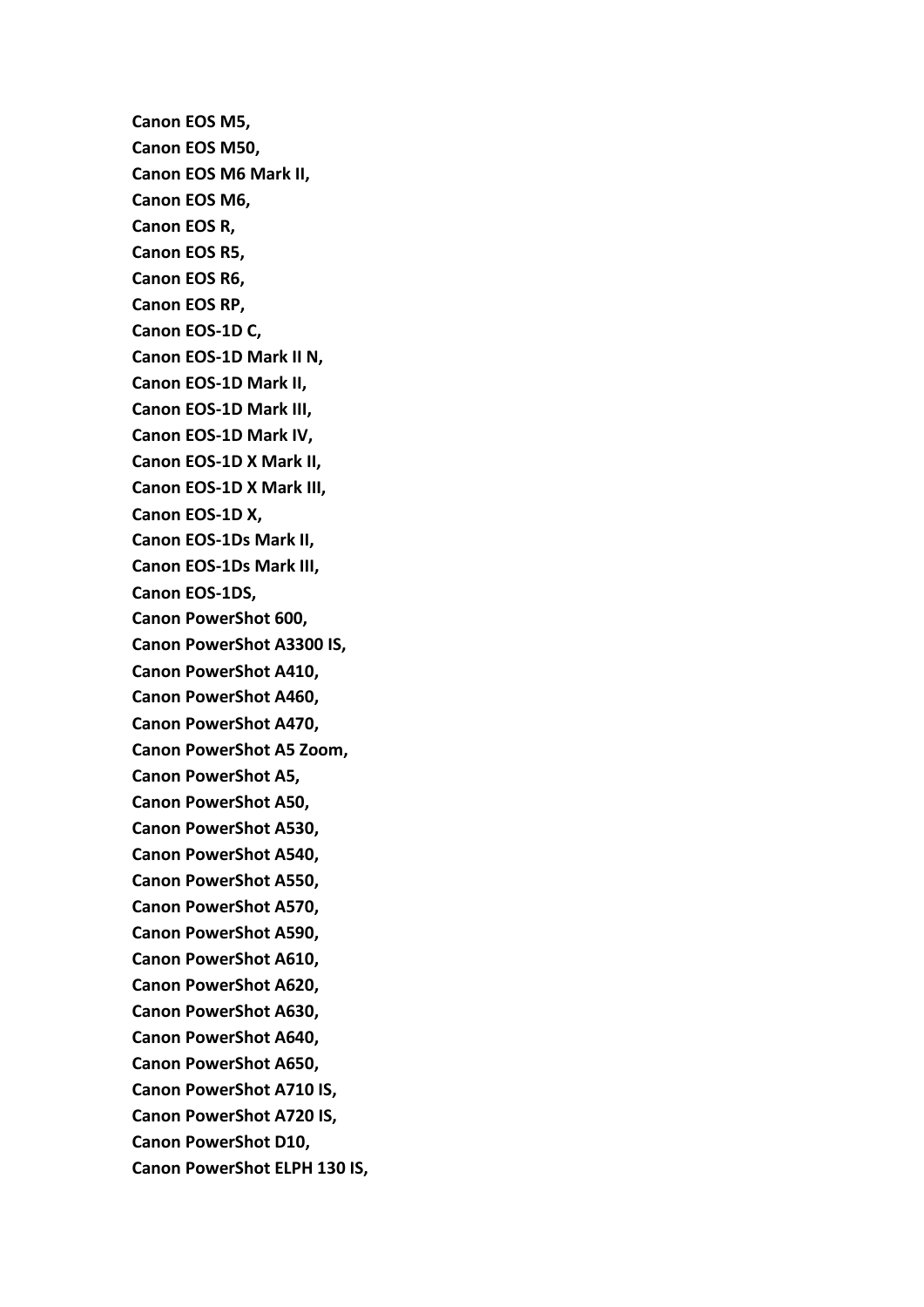**Canon EOS M5,**

**Canon EOS M50,**

**Canon EOS M6 Mark II,**

**Canon EOS M6,**

**Canon EOS R,**

**Canon EOS R5,**

**Canon EOS R6,**

**Canon EOS RP,**

**Canon EOS-1D C,**

**Canon EOS-1D Mark II N,**

**Canon EOS-1D Mark II,**

**Canon EOS-1D Mark III,**

**Canon EOS-1D Mark IV,**

**Canon EOS-1D X Mark II,**

**Canon EOS-1D X Mark III,**

**Canon EOS-1D X,**

**Canon EOS-1Ds Mark II,**

**Canon EOS-1Ds Mark III,**

**Canon EOS-1DS,**

**Canon PowerShot 600,**

**Canon PowerShot A3300 IS,**

**Canon PowerShot A410,**

**Canon PowerShot A460,**

**Canon PowerShot A470,**

**Canon PowerShot A5 Zoom,**

**Canon PowerShot A5,**

**Canon PowerShot A50,**

**Canon PowerShot A530,**

**Canon PowerShot A540,**

**Canon PowerShot A550,**

**Canon PowerShot A570,**

**Canon PowerShot A590,**

**Canon PowerShot A610,**

**Canon PowerShot A620,**

**Canon PowerShot A630,**

**Canon PowerShot A640,**

**Canon PowerShot A650,**

**Canon PowerShot A710 IS,**

**Canon PowerShot A720 IS,**

**Canon PowerShot D10,**

**Canon PowerShot ELPH 130 IS,**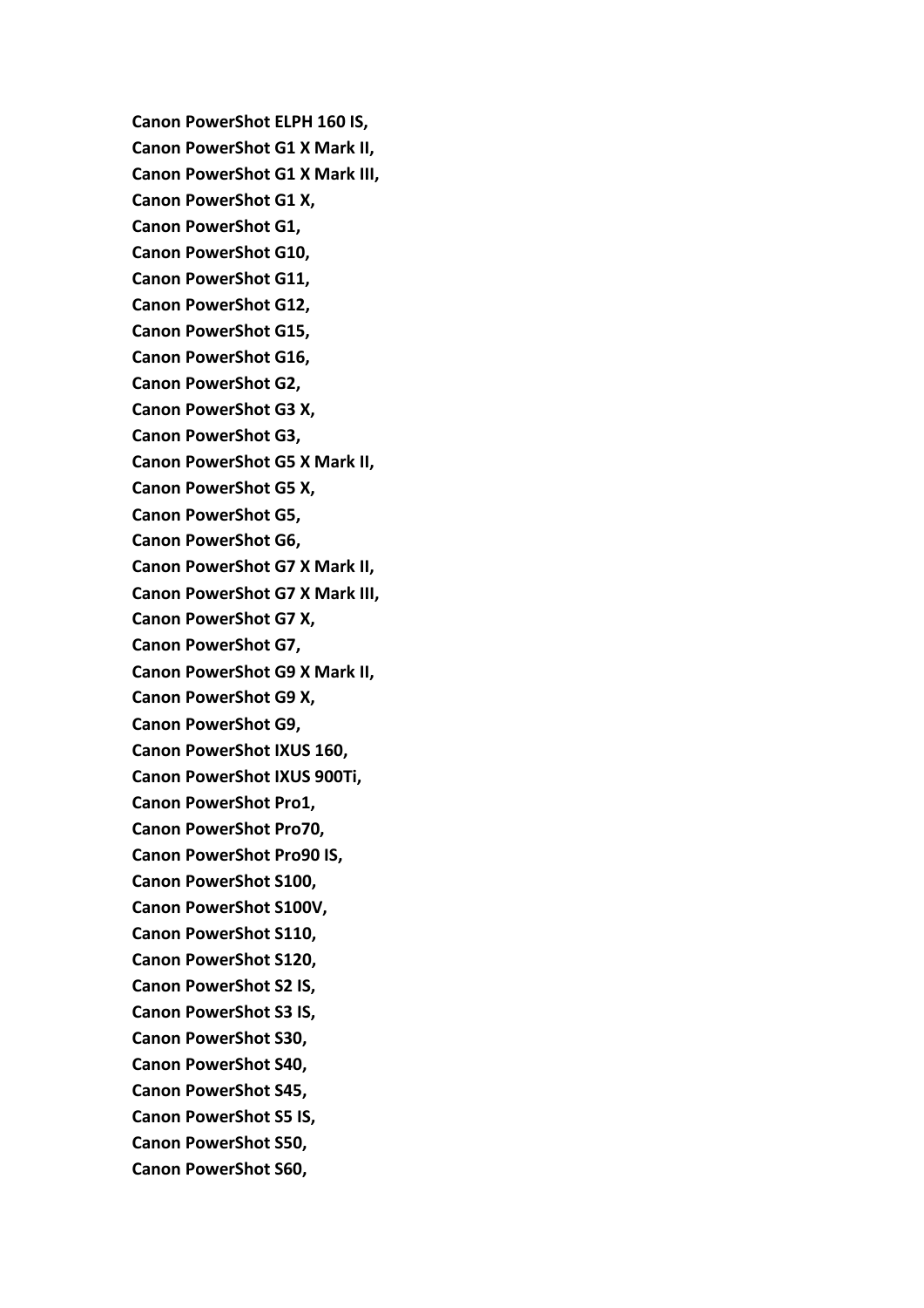**Canon PowerShot ELPH 160 IS,**
**Canon PowerShot G1 X Mark II,**
**Canon PowerShot G1 X Mark III,**
**Canon PowerShot G1 X,**
**Canon PowerShot G1,**
**Canon PowerShot G10,**
**Canon PowerShot G11,**
**Canon PowerShot G12,**
**Canon PowerShot G15,**
**Canon PowerShot G16,**
**Canon PowerShot G2,**
**Canon PowerShot G3 X,**
**Canon PowerShot G3,**
**Canon PowerShot G5 X Mark II,**
**Canon PowerShot G5 X,**
**Canon PowerShot G5,**
**Canon PowerShot G6,**
**Canon PowerShot G7 X Mark II,**
**Canon PowerShot G7 X Mark III,**
**Canon PowerShot G7 X,**
**Canon PowerShot G7,**
**Canon PowerShot G9 X Mark II,**
**Canon PowerShot G9 X,**
**Canon PowerShot G9,**
**Canon PowerShot IXUS 160,**
**Canon PowerShot IXUS 900Ti,**
**Canon PowerShot Pro1,**
**Canon PowerShot Pro70,**
**Canon PowerShot Pro90 IS,**
**Canon PowerShot S100,**
**Canon PowerShot S100V,**
**Canon PowerShot S110,**
**Canon PowerShot S120,**
**Canon PowerShot S2 IS,**
**Canon PowerShot S3 IS,**
**Canon PowerShot S30,**
**Canon PowerShot S40,**
**Canon PowerShot S45,**
**Canon PowerShot S5 IS,**
**Canon PowerShot S50,**
**Canon PowerShot S60,**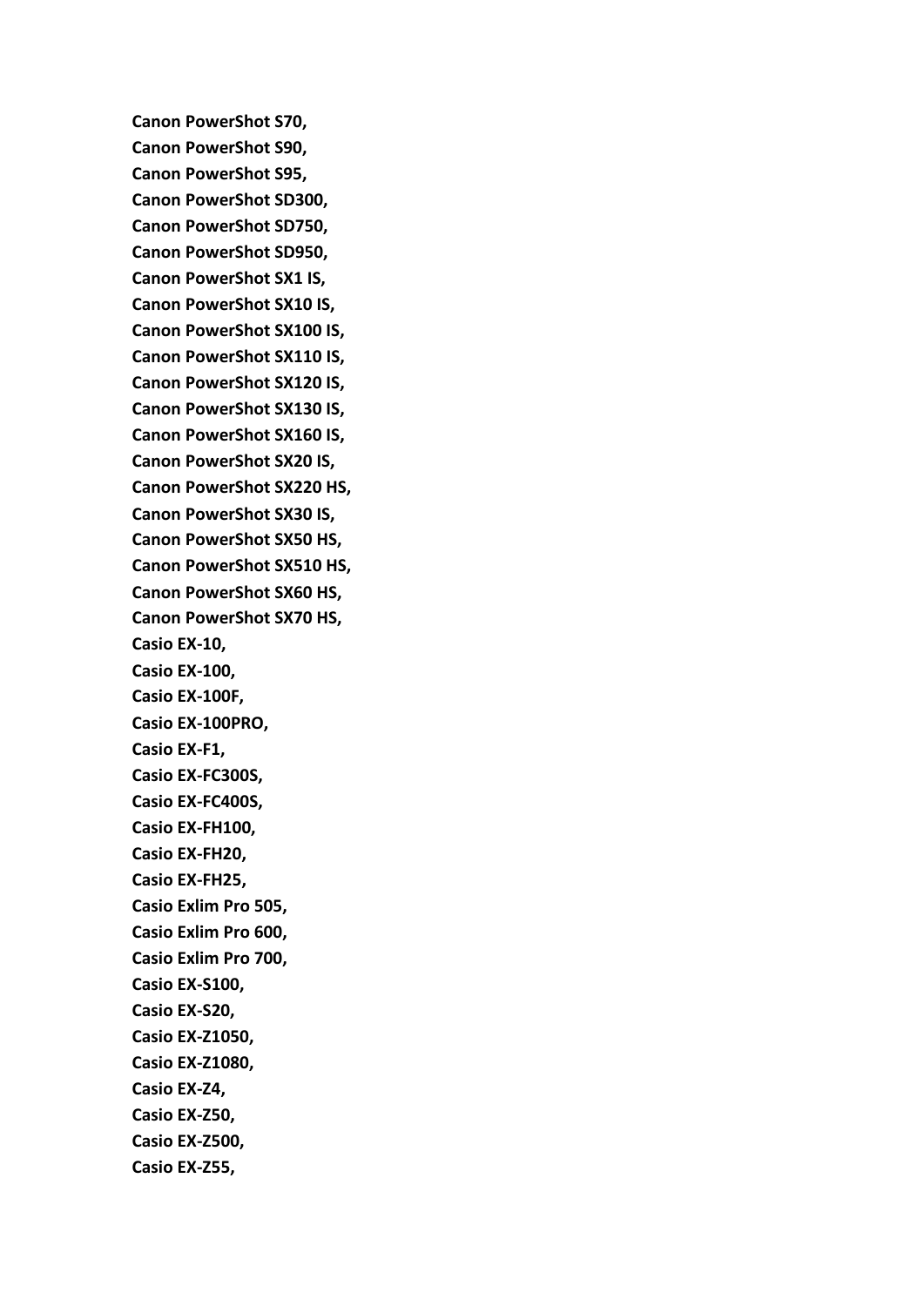**Canon PowerShot S70,**

**Canon PowerShot S90,**

**Canon PowerShot S95,**

**Canon PowerShot SD300,**

**Canon PowerShot SD750,**

**Canon PowerShot SD950,**

**Canon PowerShot SX1 IS,**

**Canon PowerShot SX10 IS,**

**Canon PowerShot SX100 IS,**

**Canon PowerShot SX110 IS,**

**Canon PowerShot SX120 IS,**

**Canon PowerShot SX130 IS,**

**Canon PowerShot SX160 IS,**

**Canon PowerShot SX20 IS,**

**Canon PowerShot SX220 HS,**

**Canon PowerShot SX30 IS,**

**Canon PowerShot SX50 HS,**

**Canon PowerShot SX510 HS,**

**Canon PowerShot SX60 HS,**

**Canon PowerShot SX70 HS,**

**Casio EX-10,**

**Casio EX-100,**

**Casio EX-100F,**

**Casio EX-100PRO,**

**Casio EX-F1,**

**Casio EX-FC300S,**

**Casio EX-FC400S,**

**Casio EX-FH100,**

**Casio EX-FH20,**

**Casio EX-FH25,**

**Casio Exlim Pro 505,**

**Casio Exlim Pro 600,**

**Casio Exlim Pro 700,**

**Casio EX-S100,**

**Casio EX-S20,**

**Casio EX-Z1050,**

**Casio EX-Z1080,**

**Casio EX-Z4,**

**Casio EX-Z50,**

**Casio EX-Z500,**

**Casio EX-Z55,**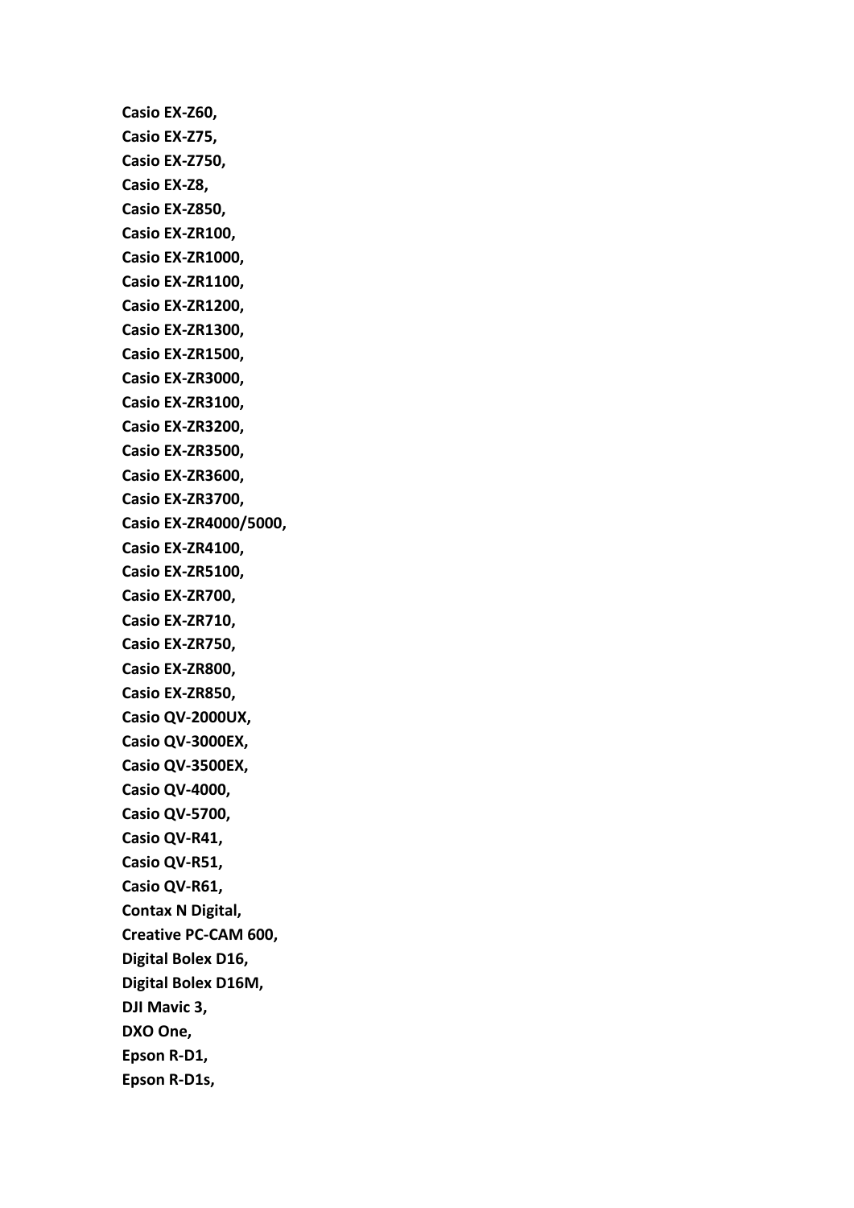**Casio EX-Z60,**
**Casio EX-Z75,**
**Casio EX-Z750,**
**Casio EX-Z8,**
**Casio EX-Z850,**
**Casio EX-ZR100,**
**Casio EX-ZR1000,**
**Casio EX-ZR1100,**
**Casio EX-ZR1200,**
**Casio EX-ZR1300,**
**Casio EX-ZR1500,**
**Casio EX-ZR3000,**
**Casio EX-ZR3100,**
**Casio EX-ZR3200,**
**Casio EX-ZR3500,**
**Casio EX-ZR3600,**
**Casio EX-ZR3700,**
**Casio EX-ZR4000/5000,**
**Casio EX-ZR4100,**
**Casio EX-ZR5100,**
**Casio EX-ZR700,**
**Casio EX-ZR710,**
**Casio EX-ZR750,**
**Casio EX-ZR800,**
**Casio EX-ZR850,**
**Casio QV-2000UX,**
**Casio QV-3000EX,**
**Casio QV-3500EX,**
**Casio QV-4000,**
**Casio QV-5700,**
**Casio QV-R41,**
**Casio QV-R51,**
**Casio QV-R61,**
**Contax N Digital,**
**Creative PC-CAM 600,**
**Digital Bolex D16,**
**Digital Bolex D16M,**
**DJI Mavic 3,**
**DXO One,**
**Epson R-D1,**
**Epson R-D1s,**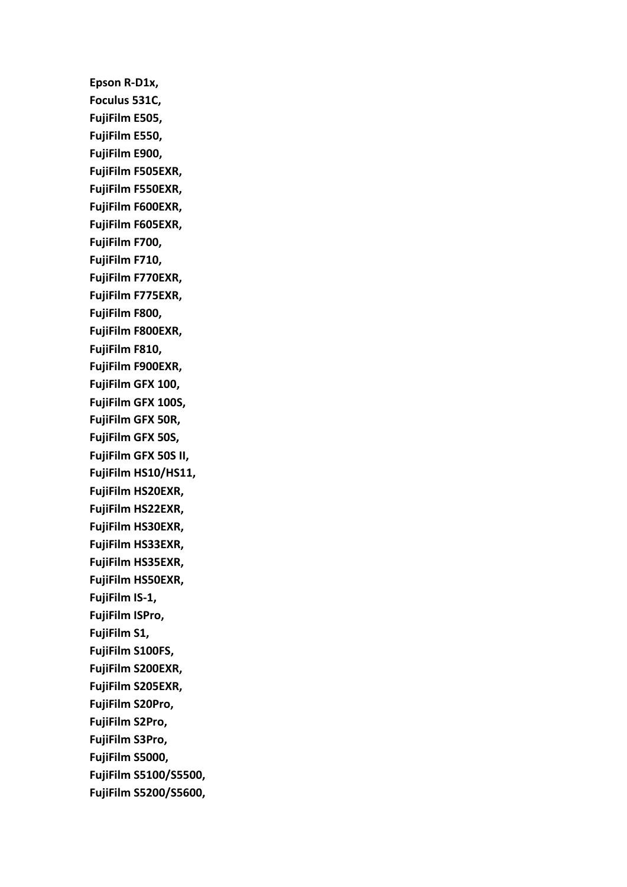**Epson R-D1x,**
**Foculus 531C,**
**FujiFilm E505,**
**FujiFilm E550,**
**FujiFilm E900,**
**FujiFilm F505EXR,**
**FujiFilm F550EXR,**
**FujiFilm F600EXR,**
**FujiFilm F605EXR,**
**FujiFilm F700,**
**FujiFilm F710,**
**FujiFilm F770EXR,**
**FujiFilm F775EXR,**
**FujiFilm F800,**
**FujiFilm F800EXR,**
**FujiFilm F810,**
**FujiFilm F900EXR,**
**FujiFilm GFX 100,**
**FujiFilm GFX 100S,**
**FujiFilm GFX 50R,**
**FujiFilm GFX 50S,**
**FujiFilm GFX 50S II,**
**FujiFilm HS10/HS11,**
**FujiFilm HS20EXR,**
**FujiFilm HS22EXR,**
**FujiFilm HS30EXR,**
**FujiFilm HS33EXR,**
**FujiFilm HS35EXR,**
**FujiFilm HS50EXR,**
**FujiFilm IS-1,**
**FujiFilm ISPro,**
**FujiFilm S1,**
**FujiFilm S100FS,**
**FujiFilm S200EXR,**
**FujiFilm S205EXR,**
**FujiFilm S20Pro,**
**FujiFilm S2Pro,**
**FujiFilm S3Pro,**
**FujiFilm S5000,**
**FujiFilm S5100/S5500,**
**FujiFilm S5200/S5600,**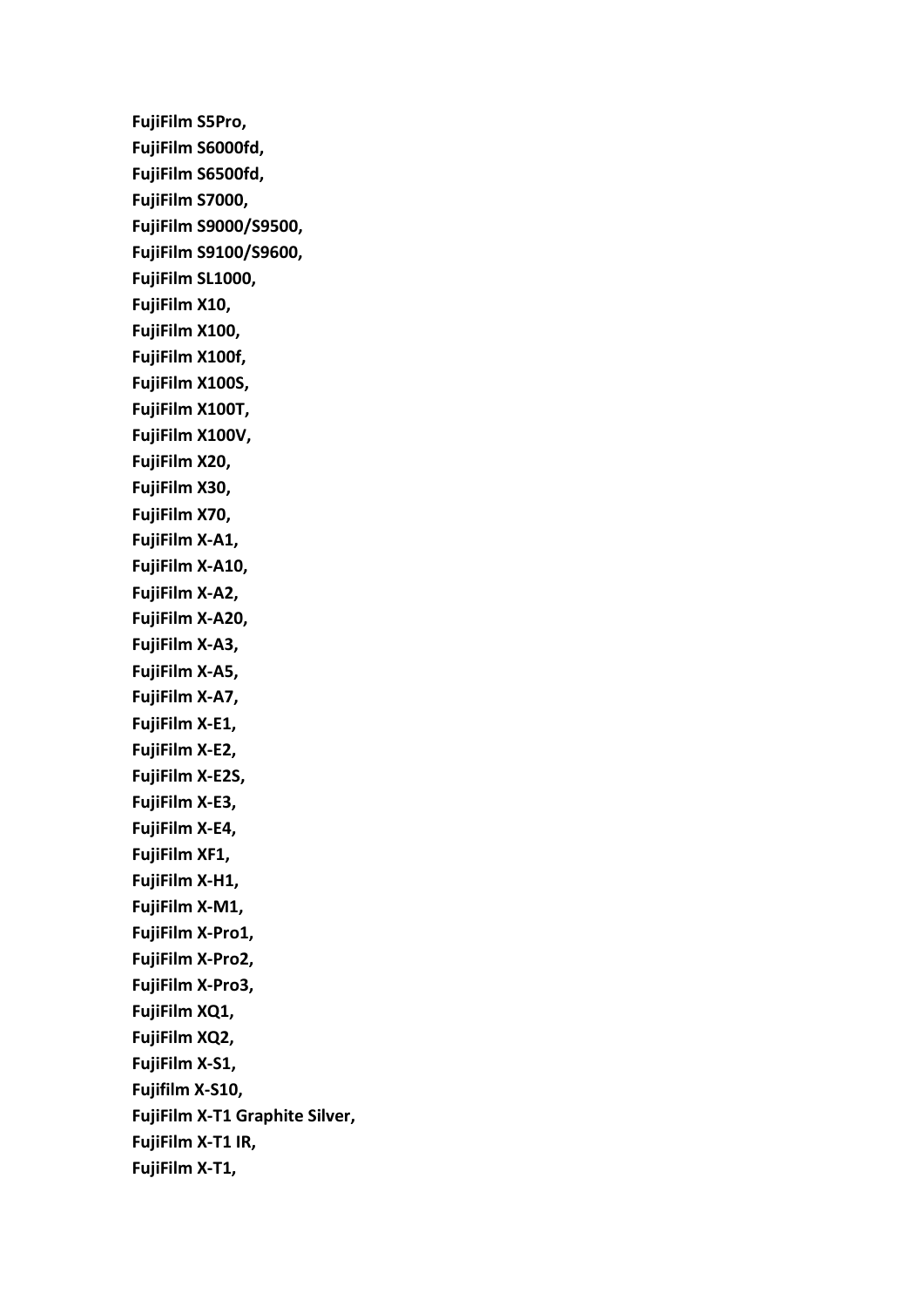**FujiFilm S5Pro,**
**FujiFilm S6000fd,**
**FujiFilm S6500fd,**
**FujiFilm S7000,**
**FujiFilm S9000/S9500,**
**FujiFilm S9100/S9600,**
**FujiFilm SL1000,**
**FujiFilm X10,**
**FujiFilm X100,**
**FujiFilm X100f,**
**FujiFilm X100S,**
**FujiFilm X100T,**
**FujiFilm X100V,**
**FujiFilm X20,**
**FujiFilm X30,**
**FujiFilm X70,**
**FujiFilm X-A1,**
**FujiFilm X-A10,**
**FujiFilm X-A2,**
**FujiFilm X-A20,**
**FujiFilm X-A3,**
**FujiFilm X-A5,**
**FujiFilm X-A7,**
**FujiFilm X-E1,**
**FujiFilm X-E2,**
**FujiFilm X-E2S,**
**FujiFilm X-E3,**
**FujiFilm X-E4,**
**FujiFilm XF1,**
**FujiFilm X-H1,**
**FujiFilm X-M1,**
**FujiFilm X-Pro1,**
**FujiFilm X-Pro2,**
**FujiFilm X-Pro3,**
**FujiFilm XQ1,**
**FujiFilm XQ2,**
**FujiFilm X-S1,**
**Fujifilm X-S10,**
**FujiFilm X-T1 Graphite Silver,**
**FujiFilm X-T1 IR,**
**FujiFilm X-T1,**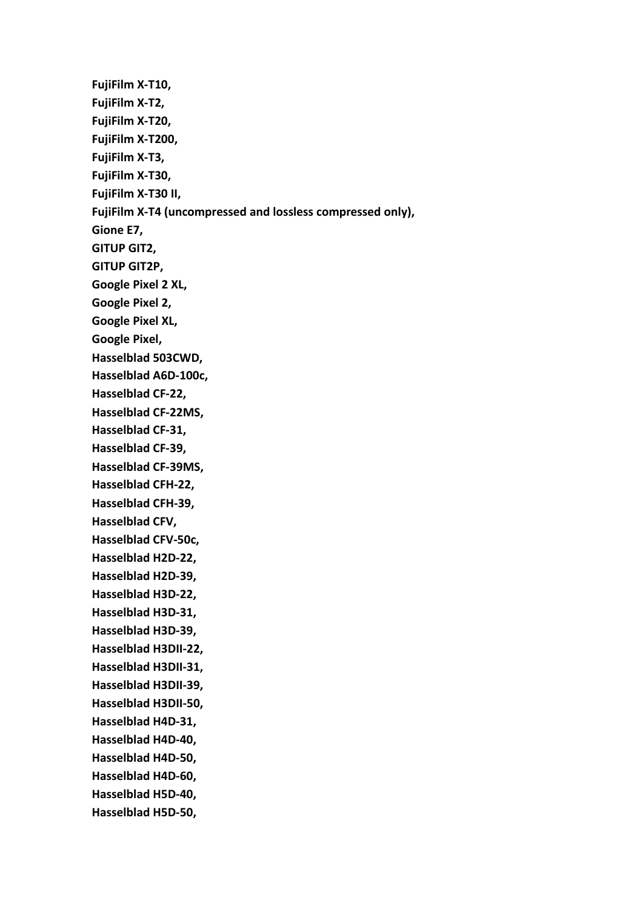**FujiFilm X-T10,**
**FujiFilm X-T2,**
**FujiFilm X-T20,**
**FujiFilm X-T200,**
**FujiFilm X-T3,**
**FujiFilm X-T30,**
**FujiFilm X-T30 II,**
**FujiFilm X-T4 (uncompressed and lossless compressed only),**
**Gione E7,**
**GITUP GIT2,**
**GITUP GIT2P,**
**Google Pixel 2 XL,**
**Google Pixel 2,**
**Google Pixel XL,**
**Google Pixel,**
**Hasselblad 503CWD,**
**Hasselblad A6D-100c,**
**Hasselblad CF-22,**
**Hasselblad CF-22MS,**
**Hasselblad CF-31,**
**Hasselblad CF-39,**
**Hasselblad CF-39MS,**
**Hasselblad CFH-22,**
**Hasselblad CFH-39,**
**Hasselblad CFV,**
**Hasselblad CFV-50c,**
**Hasselblad H2D-22,**
**Hasselblad H2D-39,**
**Hasselblad H3D-22,**
**Hasselblad H3D-31,**
**Hasselblad H3D-39,**
**Hasselblad H3DII-22,**
**Hasselblad H3DII-31,**
**Hasselblad H3DII-39,**
**Hasselblad H3DII-50,**
**Hasselblad H4D-31,**
**Hasselblad H4D-40,**
**Hasselblad H4D-50,**
**Hasselblad H4D-60,**
**Hasselblad H5D-40,**
**Hasselblad H5D-50,**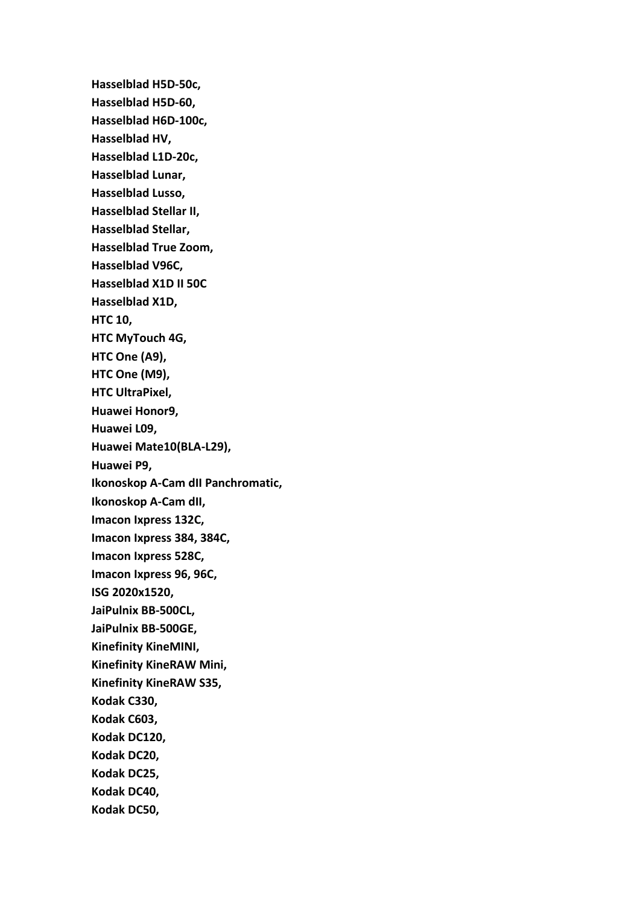**Hasselblad H5D-50c,**

**Hasselblad H5D-60,**

**Hasselblad H6D-100c,**

**Hasselblad HV,**

**Hasselblad L1D-20c,**

**Hasselblad Lunar,**

**Hasselblad Lusso,**

**Hasselblad Stellar II,**

**Hasselblad Stellar,**

**Hasselblad True Zoom,**

**Hasselblad V96C,**

**Hasselblad X1D II 50C**

**Hasselblad X1D,**

**HTC 10,**

**HTC MyTouch 4G,**

**HTC One (A9),**

**HTC One (M9),**

**HTC UltraPixel,**

**Huawei Honor9,**

**Huawei L09,**

**Huawei Mate10(BLA-L29),**

**Huawei P9,**

**Ikonoskop A-Cam dII Panchromatic,**

**Ikonoskop A-Cam dII,**

**Imacon Ixpress 132C,**

**Imacon Ixpress 384, 384C,**

**Imacon Ixpress 528C,**

**Imacon Ixpress 96, 96C,**

**ISG 2020x1520,**

**JaiPulnix BB-500CL,**

**JaiPulnix BB-500GE,**

**Kinefinity KineMINI,**

**Kinefinity KineRAW Mini,**

**Kinefinity KineRAW S35,**

**Kodak C330,**

**Kodak C603,**

**Kodak DC120,**

**Kodak DC20,**

**Kodak DC25,**

**Kodak DC40,**

**Kodak DC50,**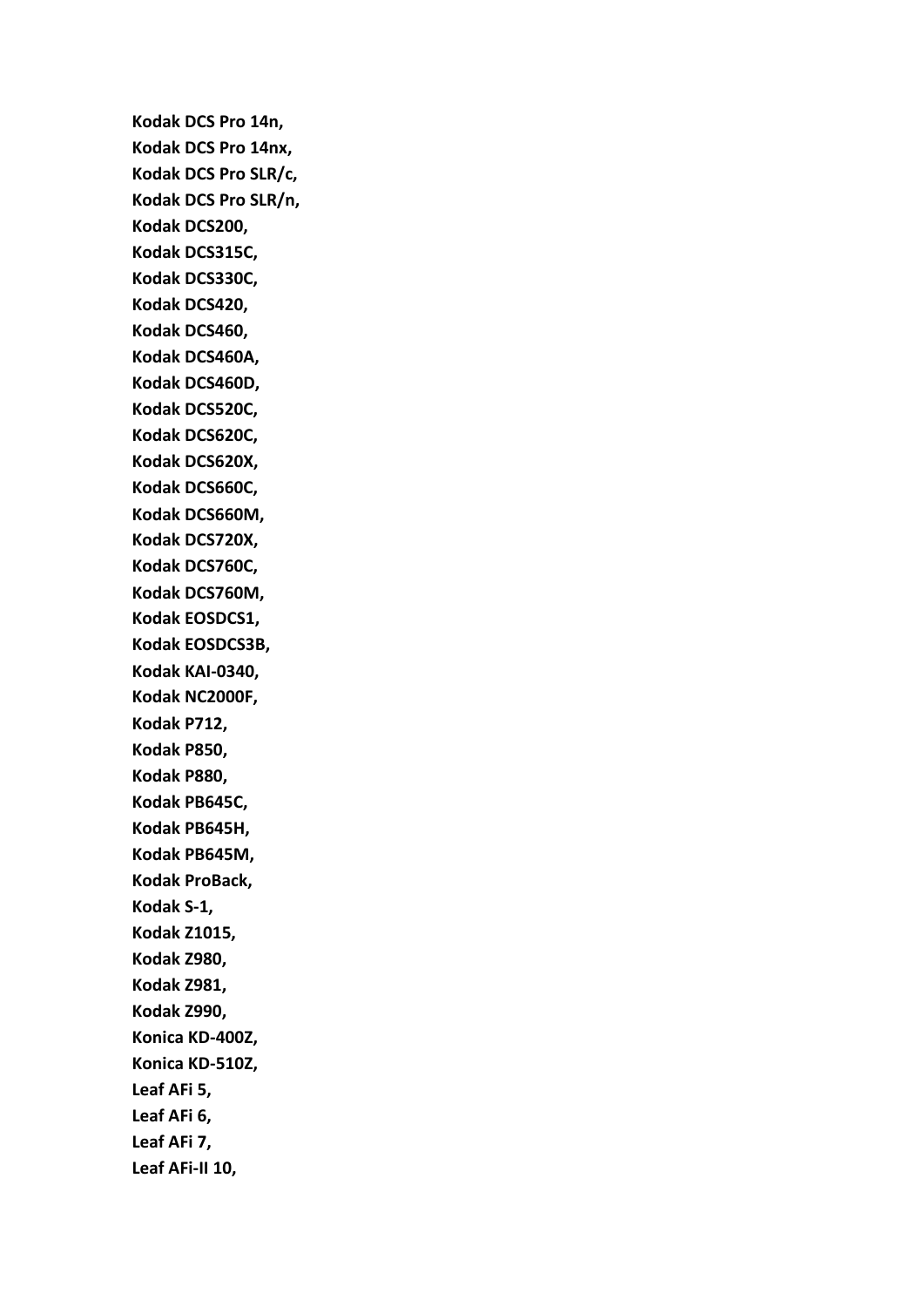**Kodak DCS Pro 14n,**

**Kodak DCS Pro 14nx,**

**Kodak DCS Pro SLR/c,**

**Kodak DCS Pro SLR/n,**

**Kodak DCS200,**

**Kodak DCS315C,**

**Kodak DCS330C,**

**Kodak DCS420,**

**Kodak DCS460,**

**Kodak DCS460A,**

**Kodak DCS460D,**

**Kodak DCS520C,**

**Kodak DCS620C,**

**Kodak DCS620X,**

**Kodak DCS660C,**

**Kodak DCS660M,**

**Kodak DCS720X,**

**Kodak DCS760C,**

**Kodak DCS760M,**

**Kodak EOSDCS1,**

**Kodak EOSDCS3B,**

**Kodak KAI-0340,**

**Kodak NC2000F,**

**Kodak P712,**

**Kodak P850,**

**Kodak P880,**

**Kodak PB645C,**

**Kodak PB645H,**

**Kodak PB645M,**

**Kodak ProBack,**

**Kodak S-1,**

**Kodak Z1015,**

**Kodak Z980,**

**Kodak Z981,**

**Kodak Z990,**

**Konica KD-400Z,**

**Konica KD-510Z,**

**Leaf AFi 5,**

**Leaf AFi 6,**

**Leaf AFi 7,**

**Leaf AFi-II 10,**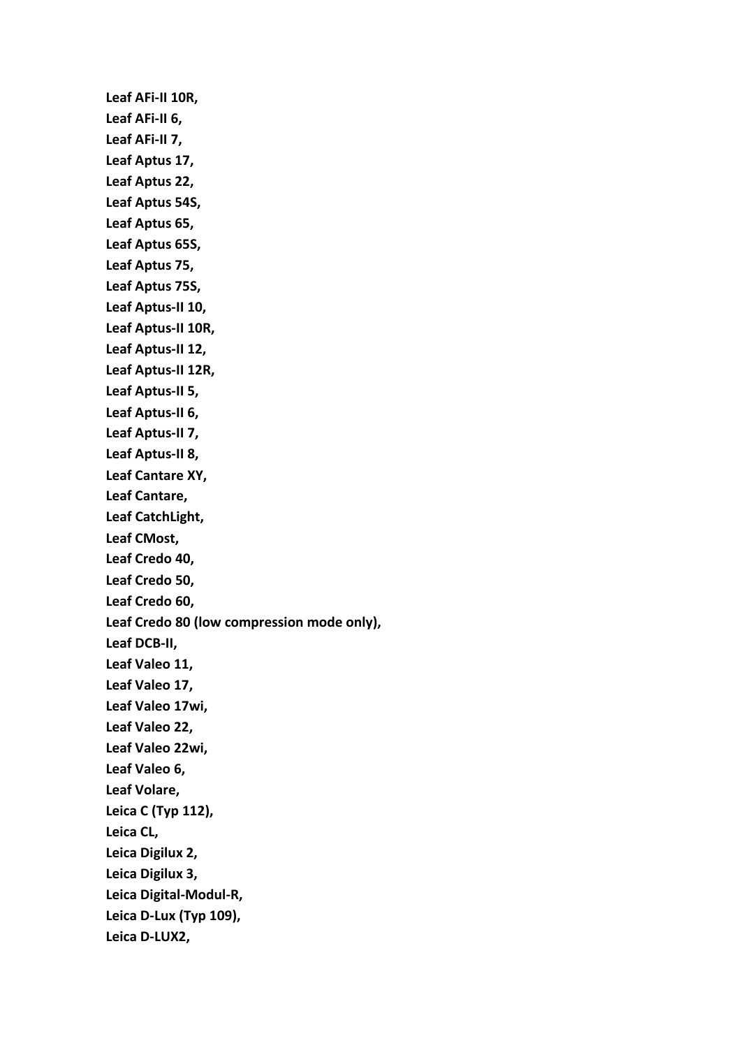**Leaf AFi-II 10R,**

**Leaf AFi-II 6,**

**Leaf AFi-II 7,**

**Leaf Aptus 17,**

**Leaf Aptus 22,**

**Leaf Aptus 54S,**

**Leaf Aptus 65,**

**Leaf Aptus 65S,**

**Leaf Aptus 75,**

**Leaf Aptus 75S,**

**Leaf Aptus-II 10,**

**Leaf Aptus-II 10R,**

**Leaf Aptus-II 12,**

**Leaf Aptus-II 12R,**

**Leaf Aptus-II 5,**

**Leaf Aptus-II 6,**

**Leaf Aptus-II 7,**

**Leaf Aptus-II 8,**

**Leaf Cantare XY,**

**Leaf Cantare,**

**Leaf CatchLight,**

**Leaf CMost,**

**Leaf Credo 40,**

**Leaf Credo 50,**

**Leaf Credo 60,**

**Leaf Credo 80 (low compression mode only),**

**Leaf DCB-II,**

**Leaf Valeo 11,**

**Leaf Valeo 17,**

**Leaf Valeo 17wi,**

**Leaf Valeo 22,**

**Leaf Valeo 22wi,**

**Leaf Valeo 6,**

**Leaf Volare,**

**Leica C (Typ 112),**

**Leica CL,**

**Leica Digilux 2,**

**Leica Digilux 3,**

**Leica Digital-Modul-R,**

**Leica D-Lux (Typ 109),**

**Leica D-LUX2,**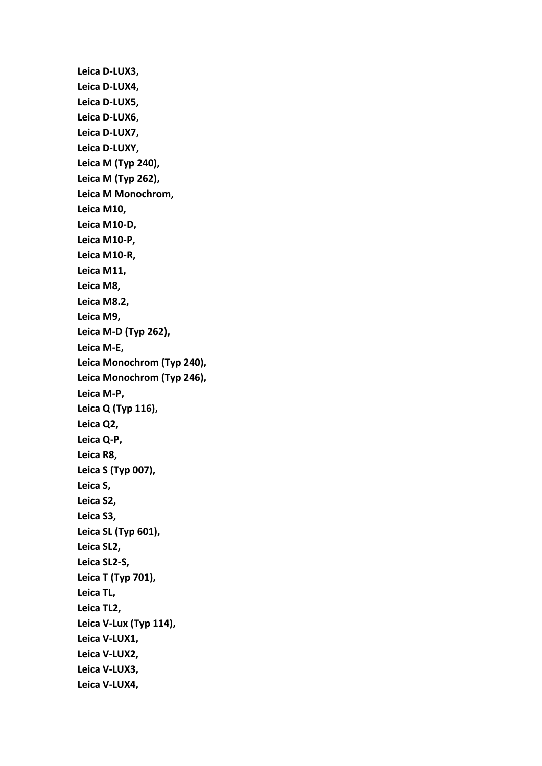**Leica D-LUX3,**
**Leica D-LUX4,**
**Leica D-LUX5,**
**Leica D-LUX6,**
**Leica D-LUX7,**
**Leica D-LUXY,**
**Leica M (Typ 240),**
**Leica M (Typ 262),**
**Leica M Monochrom,**
**Leica M10,**
**Leica M10-D,**
**Leica M10-P,**
**Leica M10-R,**
**Leica M11,**
**Leica M8,**
**Leica M8.2,**
**Leica M9,**
**Leica M-D (Typ 262),**
**Leica M-E,**
**Leica Monochrom (Typ 240),**
**Leica Monochrom (Typ 246),**
**Leica M-P,**
**Leica Q (Typ 116),**
**Leica Q2,**
**Leica Q-P,**
**Leica R8,**
**Leica S (Typ 007),**
**Leica S,**
**Leica S2,**
**Leica S3,**
**Leica SL (Typ 601),**
**Leica SL2,**
**Leica SL2-S,**
**Leica T (Typ 701),**
**Leica TL,**
**Leica TL2,**
**Leica V-Lux (Typ 114),**
**Leica V-LUX1,**
**Leica V-LUX2,**
**Leica V-LUX3,**
**Leica V-LUX4,**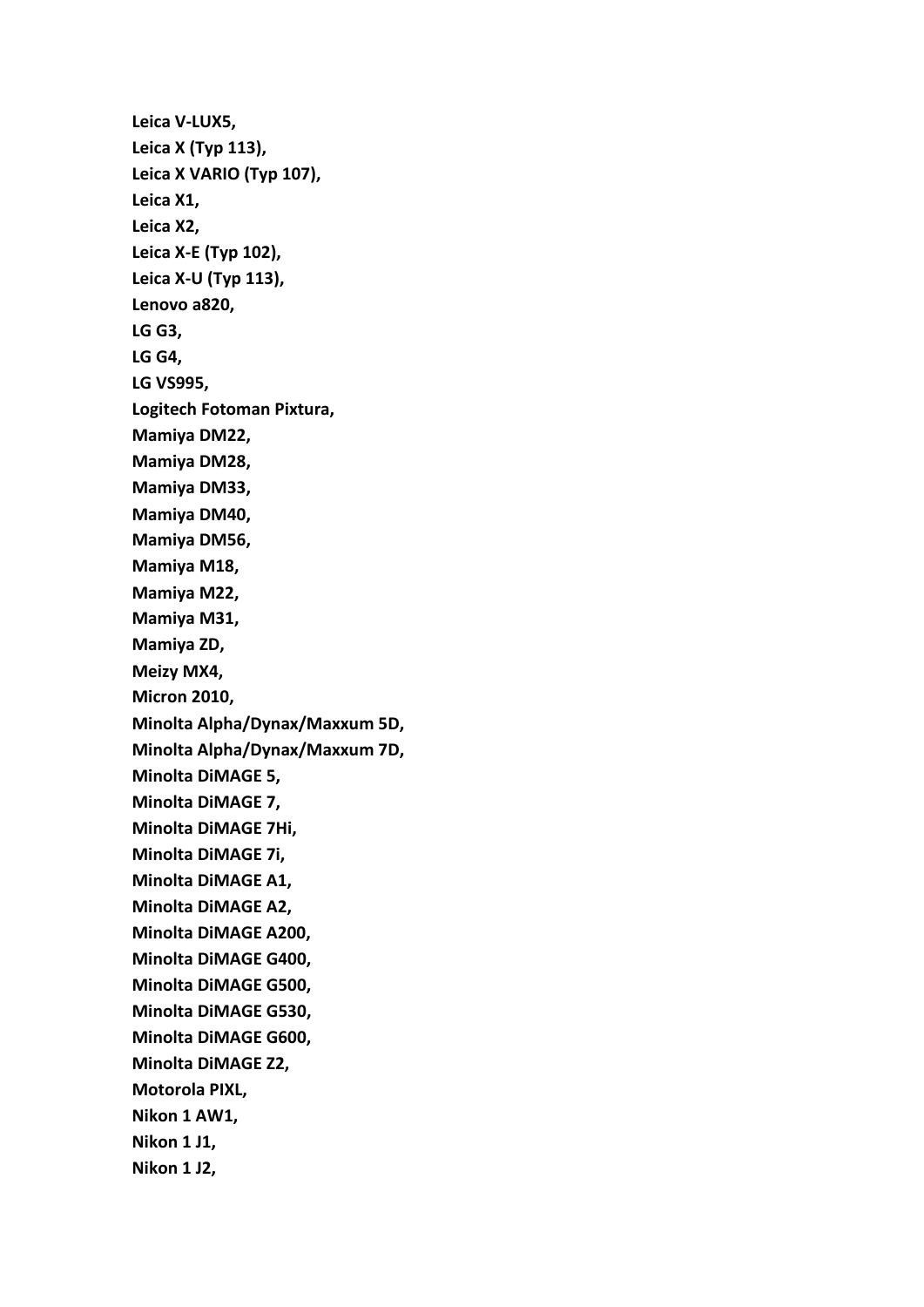**Leica V-LUX5,**

**Leica X (Typ 113),**

**Leica X VARIO (Typ 107),**

**Leica X1,**

**Leica X2,**

**Leica X-E (Typ 102),**

**Leica X-U (Typ 113),**

**Lenovo a820,**

**LG G3,**

**LG G4,**

**LG VS995,**

**Logitech Fotoman Pixtura,**

**Mamiya DM22,**

**Mamiya DM28,**

**Mamiya DM33,**

**Mamiya DM40,**

**Mamiya DM56,**

**Mamiya M18,**

**Mamiya M22,**

**Mamiya M31,**

**Mamiya ZD,**

**Meizy MX4,**

**Micron 2010,**

**Minolta Alpha/Dynax/Maxxum 5D,**

**Minolta Alpha/Dynax/Maxxum 7D,**

**Minolta DiMAGE 5,**

**Minolta DiMAGE 7,**

**Minolta DiMAGE 7Hi,**

**Minolta DiMAGE 7i,**

**Minolta DiMAGE A1,**

**Minolta DiMAGE A2,**

**Minolta DiMAGE A200,**

**Minolta DiMAGE G400,**

**Minolta DiMAGE G500,**

**Minolta DiMAGE G530,**

**Minolta DiMAGE G600,**

**Minolta DiMAGE Z2,**

**Motorola PIXL,**

**Nikon 1 AW1,**

**Nikon 1 J1,**

**Nikon 1 J2,**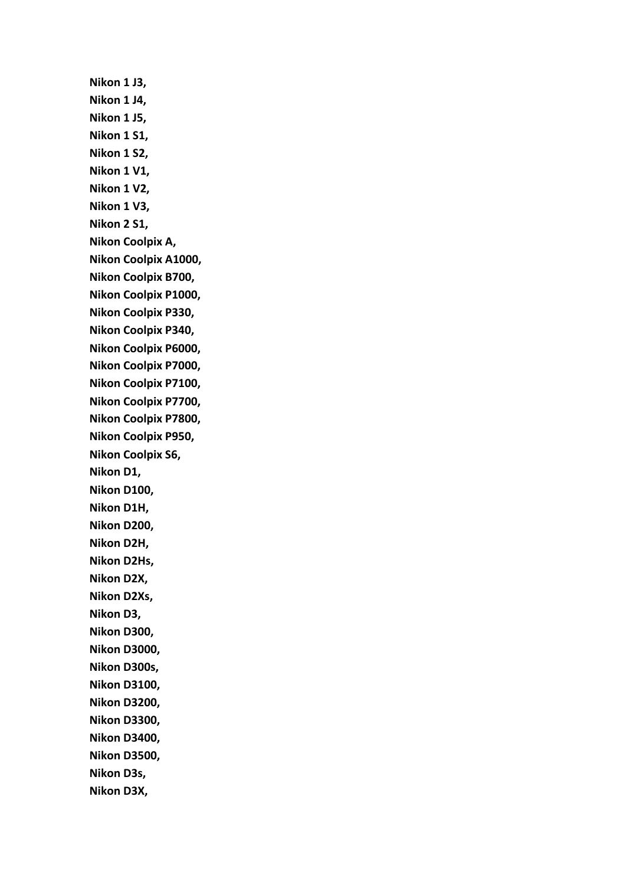**Nikon 1 J3,**  
**Nikon 1 J4,**  
**Nikon 1 J5,**  
**Nikon 1 S1,**  
**Nikon 1 S2,**  
**Nikon 1 V1,**  
**Nikon 1 V2,**  
**Nikon 1 V3,**  
**Nikon 2 S1,**  
**Nikon Coolpix A,**  
**Nikon Coolpix A1000,**  
**Nikon Coolpix B700,**  
**Nikon Coolpix P1000,**  
**Nikon Coolpix P330,**  
**Nikon Coolpix P340,**  
**Nikon Coolpix P6000,**  
**Nikon Coolpix P7000,**  
**Nikon Coolpix P7100,**  
**Nikon Coolpix P7700,**  
**Nikon Coolpix P7800,**  
**Nikon Coolpix P950,**  
**Nikon Coolpix S6,**  
**Nikon D1,**  
**Nikon D100,**  
**Nikon D1H,**  
**Nikon D200,**  
**Nikon D2H,**  
**Nikon D2Hs,**  
**Nikon D2X,**  
**Nikon D2Xs,**  
**Nikon D3,**  
**Nikon D300,**  
**Nikon D3000,**  
**Nikon D300s,**  
**Nikon D3100,**  
**Nikon D3200,**  
**Nikon D3300,**  
**Nikon D3400,**  
**Nikon D3500,**  
**Nikon D3s,**  
**Nikon D3X,**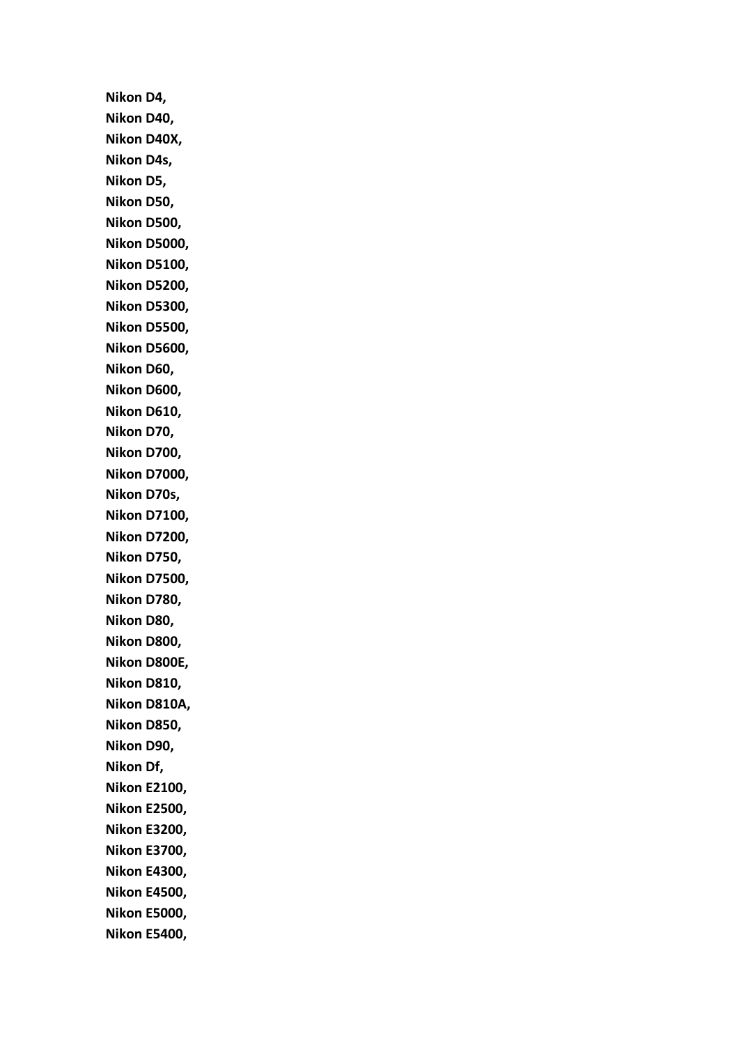**Nikon D4,**
**Nikon D40,**
**Nikon D40X,**
**Nikon D4s,**
**Nikon D5,**
**Nikon D50,**
**Nikon D500,**
**Nikon D5000,**
**Nikon D5100,**
**Nikon D5200,**
**Nikon D5300,**
**Nikon D5500,**
**Nikon D5600,**
**Nikon D60,**
**Nikon D600,**
**Nikon D610,**
**Nikon D70,**
**Nikon D700,**
**Nikon D7000,**
**Nikon D70s,**
**Nikon D7100,**
**Nikon D7200,**
**Nikon D750,**
**Nikon D7500,**
**Nikon D780,**
**Nikon D80,**
**Nikon D800,**
**Nikon D800E,**
**Nikon D810,**
**Nikon D810A,**
**Nikon D850,**
**Nikon D90,**
**Nikon Df,**
**Nikon E2100,**
**Nikon E2500,**
**Nikon E3200,**
**Nikon E3700,**
**Nikon E4300,**
**Nikon E4500,**
**Nikon E5000,**
**Nikon E5400,**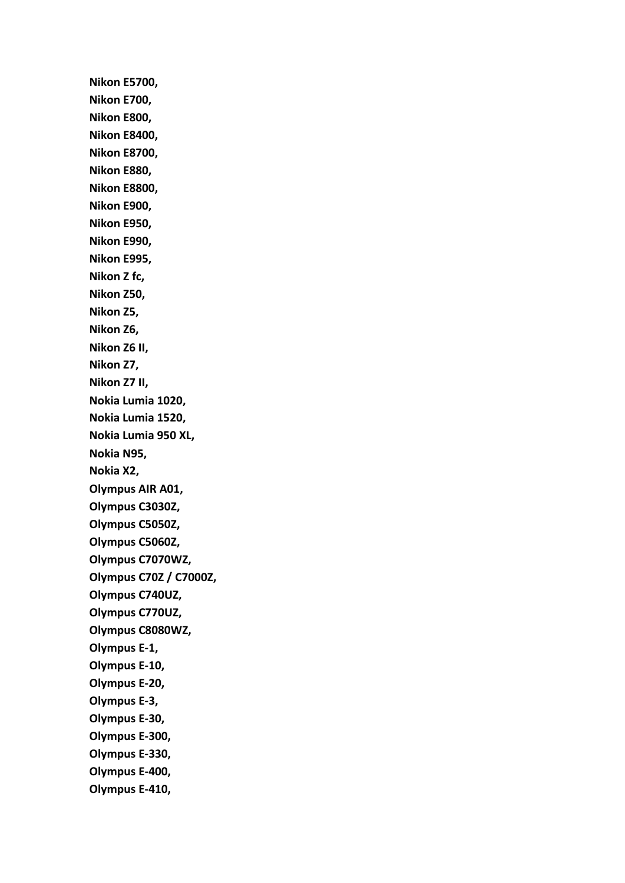**Nikon E5700,**

**Nikon E700,**

**Nikon E800,**

**Nikon E8400,**

**Nikon E8700,**

**Nikon E880,**

**Nikon E8800,**

**Nikon E900,**

**Nikon E950,**

**Nikon E990,**

**Nikon E995,**

**Nikon Z fc,**

**Nikon Z50,**

**Nikon Z5,**

**Nikon Z6,**

**Nikon Z6 II,**

**Nikon Z7,**

**Nikon Z7 II,**

**Nokia Lumia 1020,**

**Nokia Lumia 1520,**

**Nokia Lumia 950 XL,**

**Nokia N95,**

**Nokia X2,**

**Olympus AIR A01,**

**Olympus C3030Z,**

**Olympus C5050Z,**

**Olympus C5060Z,**

**Olympus C7070WZ,**

**Olympus C70Z / C7000Z,**

**Olympus C740UZ,**

**Olympus C770UZ,**

**Olympus C8080WZ,**

**Olympus E-1,**

**Olympus E-10,**

**Olympus E-20,**

**Olympus E-3,**

**Olympus E-30,**

**Olympus E-300,**

**Olympus E-330,**

**Olympus E-400,**

**Olympus E-410,**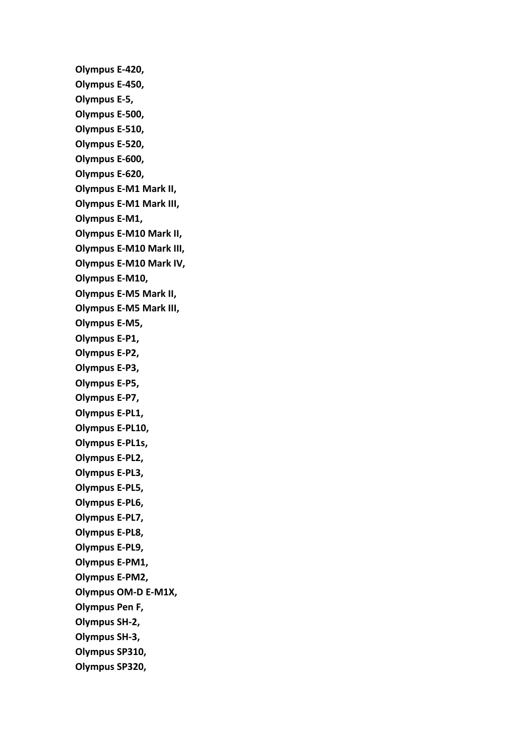**Olympus E-420,**

**Olympus E-450,**

**Olympus E-5,**

**Olympus E-500,**

**Olympus E-510,**

**Olympus E-520,**

**Olympus E-600,**

**Olympus E-620,**

**Olympus E-M1 Mark II,**

**Olympus E-M1 Mark III,**

**Olympus E-M1,**

**Olympus E-M10 Mark II,**

**Olympus E-M10 Mark III,**

**Olympus E-M10 Mark IV,**

**Olympus E-M10,**

**Olympus E-M5 Mark II,**

**Olympus E-M5 Mark III,**

**Olympus E-M5,**

**Olympus E-P1,**

**Olympus E-P2,**

**Olympus E-P3,**

**Olympus E-P5,**

**Olympus E-P7,**

**Olympus E-PL1,**

**Olympus E-PL10,**

**Olympus E-PL1s,**

**Olympus E-PL2,**

**Olympus E-PL3,**

**Olympus E-PL5,**

**Olympus E-PL6,**

**Olympus E-PL7,**

**Olympus E-PL8,**

**Olympus E-PL9,**

**Olympus E-PM1,**

**Olympus E-PM2,**

**Olympus OM-D E-M1X,**

**Olympus Pen F,**

**Olympus SH-2,**

**Olympus SH-3,**

**Olympus SP310,**

**Olympus SP320,**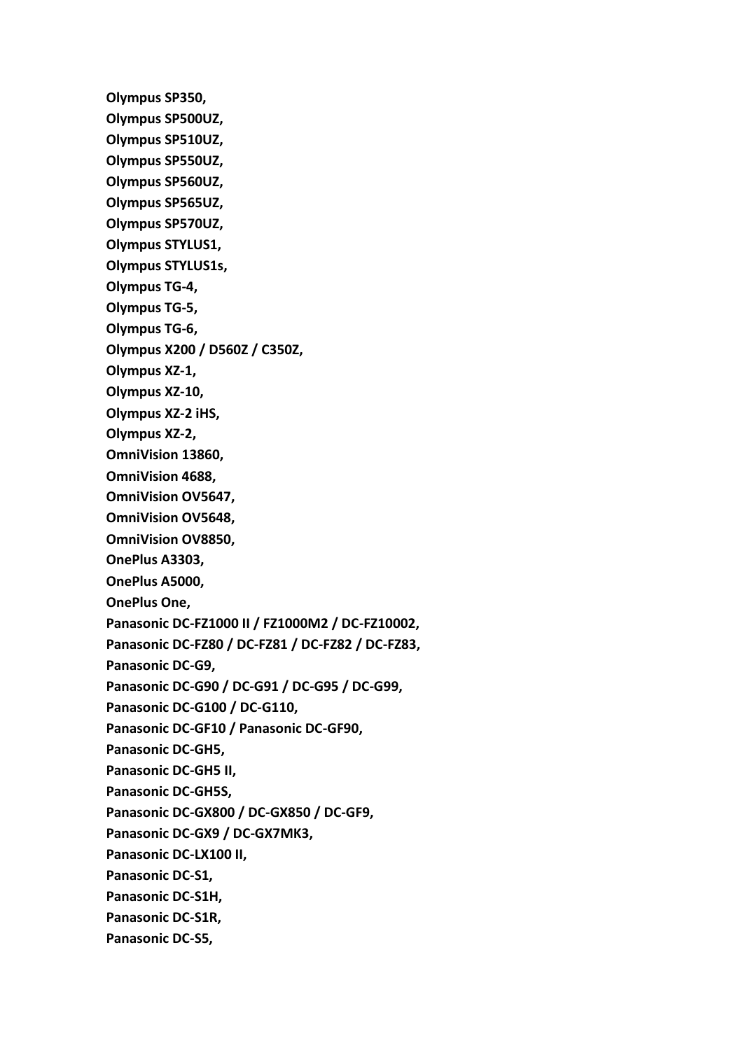**Olympus SP350,**
**Olympus SP500UZ,**
**Olympus SP510UZ,**
**Olympus SP550UZ,**
**Olympus SP560UZ,**
**Olympus SP565UZ,**
**Olympus SP570UZ,**
**Olympus STYLUS1,**
**Olympus STYLUS1s,**
**Olympus TG-4,**
**Olympus TG-5,**
**Olympus TG-6,**
**Olympus X200 / D560Z / C350Z,**
**Olympus XZ-1,**
**Olympus XZ-10,**
**Olympus XZ-2 iHS,**
**Olympus XZ-2,**
**OmniVision 13860,**
**OmniVision 4688,**
**OmniVision OV5647,**
**OmniVision OV5648,**
**OmniVision OV8850,**
**OnePlus A3303,**
**OnePlus A5000,**
**OnePlus One,**
**Panasonic DC-FZ1000 II / FZ1000M2 / DC-FZ10002,**
**Panasonic DC-FZ80 / DC-FZ81 / DC-FZ82 / DC-FZ83,**
**Panasonic DC-G9,**
**Panasonic DC-G90 / DC-G91 / DC-G95 / DC-G99,**
**Panasonic DC-G100 / DC-G110,**
**Panasonic DC-GF10 / Panasonic DC-GF90,**
**Panasonic DC-GH5,**
**Panasonic DC-GH5 II,**
**Panasonic DC-GH5S,**
**Panasonic DC-GX800 / DC-GX850 / DC-GF9,**
**Panasonic DC-GX9 / DC-GX7MK3,**
**Panasonic DC-LX100 II,**
**Panasonic DC-S1,**
**Panasonic DC-S1H,**
**Panasonic DC-S1R,**
**Panasonic DC-S5,**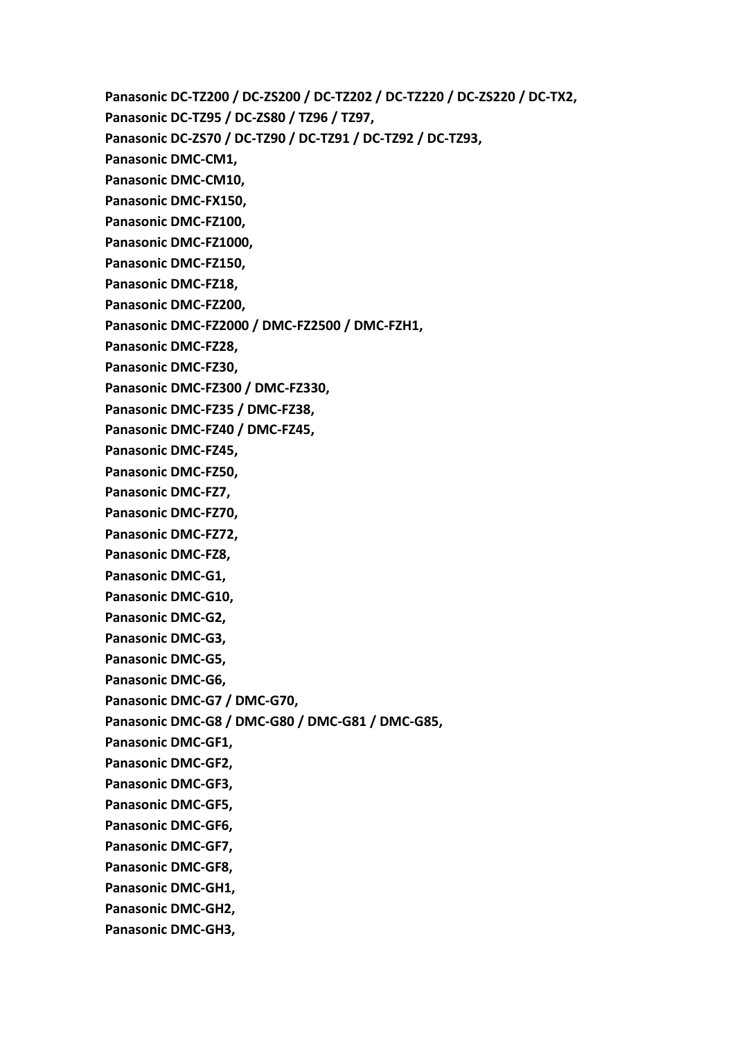**Panasonic DC-TZ200 / DC-ZS200 / DC-TZ202 / DC-TZ220 / DC-ZS220 / DC-TX2,**

**Panasonic DC-TZ95 / DC-ZS80 / TZ96 / TZ97,**

**Panasonic DC-ZS70 / DC-TZ90 / DC-TZ91 / DC-TZ92 / DC-TZ93,**

**Panasonic DMC-CM1,**

**Panasonic DMC-CM10,**

**Panasonic DMC-FX150,**

**Panasonic DMC-FZ100,**

**Panasonic DMC-FZ1000,**

**Panasonic DMC-FZ150,**

**Panasonic DMC-FZ18,**

**Panasonic DMC-FZ200,**

**Panasonic DMC-FZ2000 / DMC-FZ2500 / DMC-FZH1,**

**Panasonic DMC-FZ28,**

**Panasonic DMC-FZ30,**

**Panasonic DMC-FZ300 / DMC-FZ330,**

**Panasonic DMC-FZ35 / DMC-FZ38,**

**Panasonic DMC-FZ40 / DMC-FZ45,**

**Panasonic DMC-FZ45,**

**Panasonic DMC-FZ50,**

**Panasonic DMC-FZ7,**

**Panasonic DMC-FZ70,**

**Panasonic DMC-FZ72,**

**Panasonic DMC-FZ8,**

**Panasonic DMC-G1,**

**Panasonic DMC-G10,**

**Panasonic DMC-G2,**

**Panasonic DMC-G3,**

**Panasonic DMC-G5,**

**Panasonic DMC-G6,**

**Panasonic DMC-G7 / DMC-G70,**

**Panasonic DMC-G8 / DMC-G80 / DMC-G81 / DMC-G85,**

**Panasonic DMC-GF1,**

**Panasonic DMC-GF2,**

**Panasonic DMC-GF3,**

**Panasonic DMC-GF5,**

**Panasonic DMC-GF6,**

**Panasonic DMC-GF7,**

**Panasonic DMC-GF8,**

**Panasonic DMC-GH1,**

**Panasonic DMC-GH2,**

**Panasonic DMC-GH3,**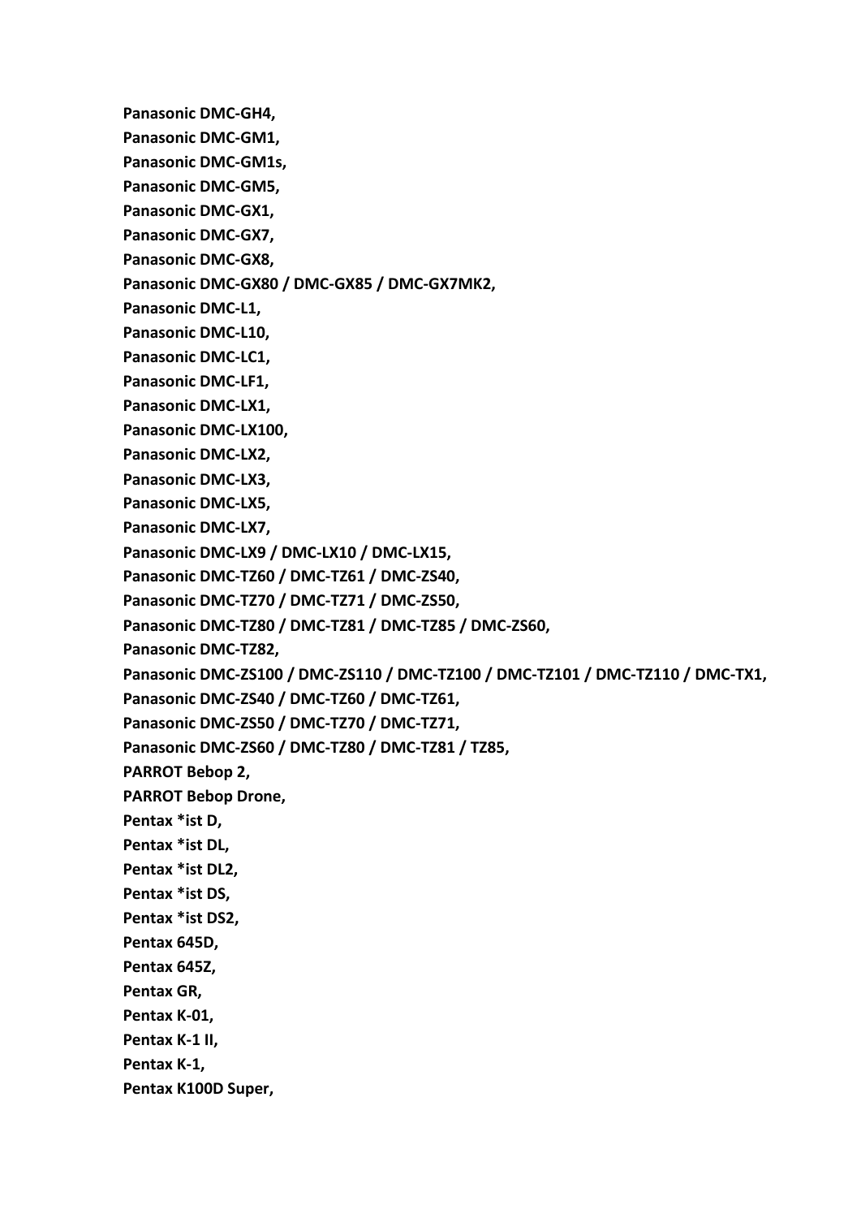**Panasonic DMC-GH4,**

**Panasonic DMC-GM1,**

**Panasonic DMC-GM1s,**

**Panasonic DMC-GM5,**

**Panasonic DMC-GX1,**

**Panasonic DMC-GX7,**

**Panasonic DMC-GX8,**

**Panasonic DMC-GX80 / DMC-GX85 / DMC-GX7MK2,**

**Panasonic DMC-L1,**

**Panasonic DMC-L10,**

**Panasonic DMC-LC1,**

**Panasonic DMC-LF1,**

**Panasonic DMC-LX1,**

**Panasonic DMC-LX100,**

**Panasonic DMC-LX2,**

**Panasonic DMC-LX3,**

**Panasonic DMC-LX5,**

**Panasonic DMC-LX7,**

**Panasonic DMC-LX9 / DMC-LX10 / DMC-LX15,**

**Panasonic DMC-TZ60 / DMC-TZ61 / DMC-ZS40,**

**Panasonic DMC-TZ70 / DMC-TZ71 / DMC-ZS50,**

**Panasonic DMC-TZ80 / DMC-TZ81 / DMC-TZ85 / DMC-ZS60,**

**Panasonic DMC-TZ82,**

**Panasonic DMC-ZS100 / DMC-ZS110 / DMC-TZ100 / DMC-TZ101 / DMC-TZ110 / DMC-TX1,**

**Panasonic DMC-ZS40 / DMC-TZ60 / DMC-TZ61,**

**Panasonic DMC-ZS50 / DMC-TZ70 / DMC-TZ71,**

**Panasonic DMC-ZS60 / DMC-TZ80 / DMC-TZ81 / TZ85,**

**PARROT Bebop 2,**

**PARROT Bebop Drone,**

**Pentax *ist D,**

**Pentax *ist DL,**

**Pentax *ist DL2,**

**Pentax *ist DS,**

**Pentax *ist DS2,**

**Pentax 645D,**

**Pentax 645Z,**

**Pentax GR,**

**Pentax K-01,**

**Pentax K-1 II,**

**Pentax K-1,**

**Pentax K100D Super,**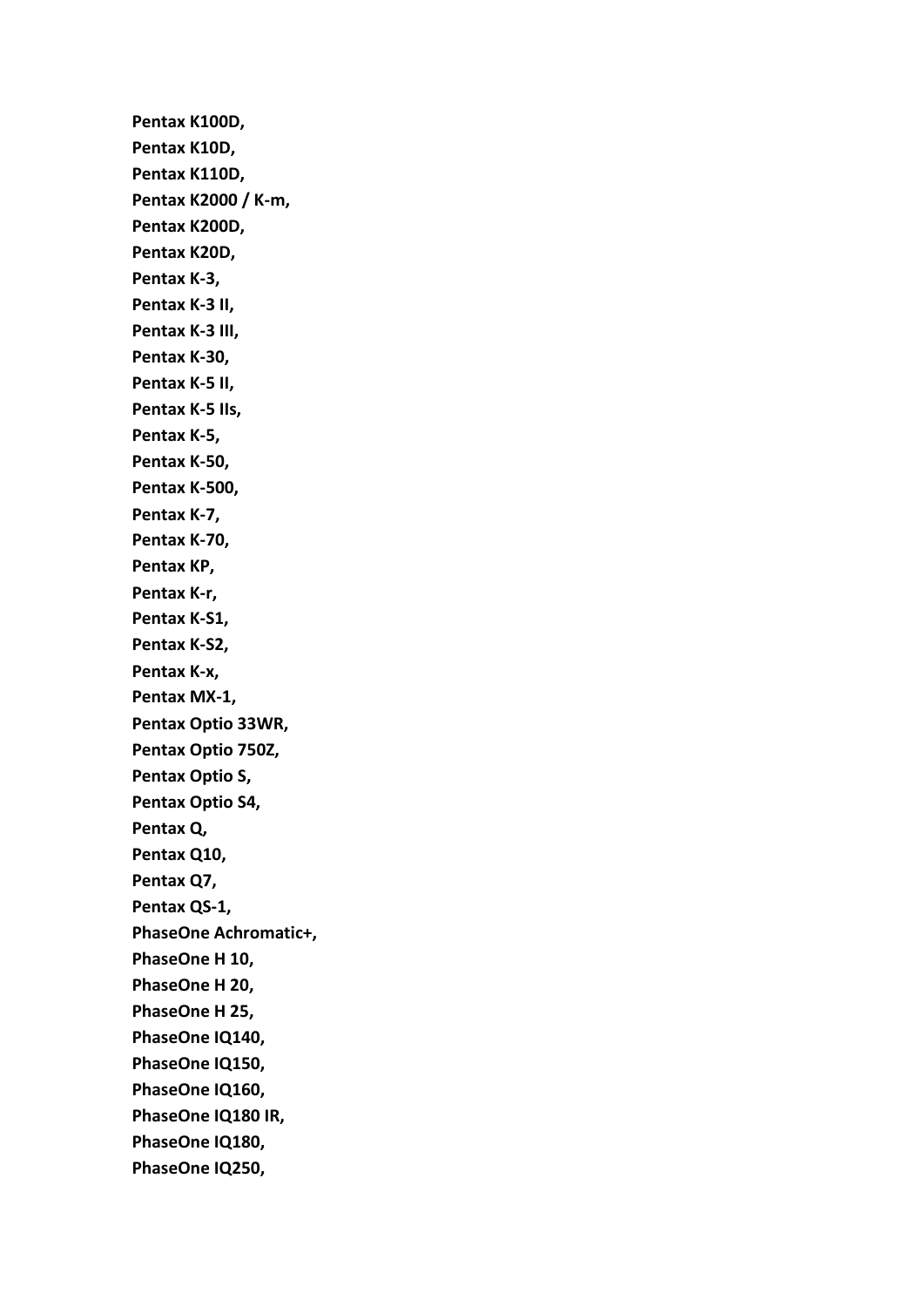**Pentax K100D,**

**Pentax K10D,**

**Pentax K110D,**

**Pentax K2000 / K-m,**

**Pentax K200D,**

**Pentax K20D,**

**Pentax K-3,**

**Pentax K-3 II,**

**Pentax K-3 III,**

**Pentax K-30,**

**Pentax K-5 II,**

**Pentax K-5 IIs,**

**Pentax K-5,**

**Pentax K-50,**

**Pentax K-500,**

**Pentax K-7,**

**Pentax K-70,**

**Pentax KP,**

**Pentax K-r,**

**Pentax K-S1,**

**Pentax K-S2,**

**Pentax K-x,**

**Pentax MX-1,**

**Pentax Optio 33WR,**

**Pentax Optio 750Z,**

**Pentax Optio S,**

**Pentax Optio S4,**

**Pentax Q,**

**Pentax Q10,**

**Pentax Q7,**

**Pentax QS-1,**

**PhaseOne Achromatic+,**

**PhaseOne H 10,**

**PhaseOne H 20,**

**PhaseOne H 25,**

**PhaseOne IQ140,**

**PhaseOne IQ150,**

**PhaseOne IQ160,**

**PhaseOne IQ180 IR,**

**PhaseOne IQ180,**

**PhaseOne IQ250,**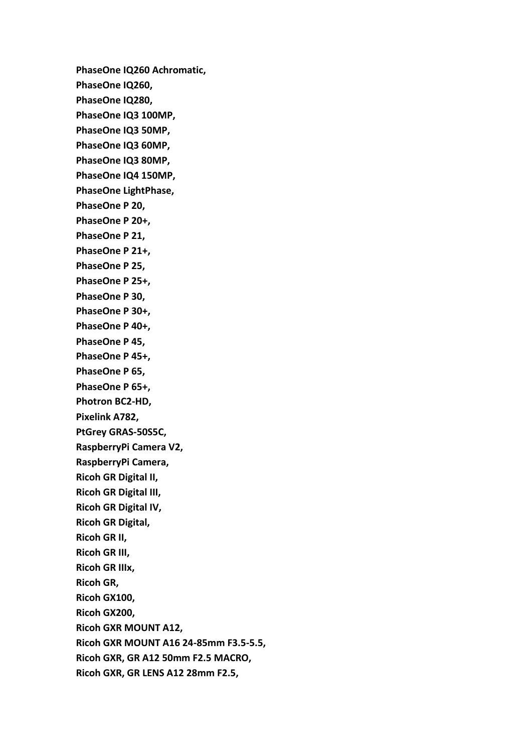**PhaseOne IQ260 Achromatic,**

**PhaseOne IQ260,**

**PhaseOne IQ280,**

**PhaseOne IQ3 100MP,**

**PhaseOne IQ3 50MP,**

**PhaseOne IQ3 60MP,**

**PhaseOne IQ3 80MP,**

**PhaseOne IQ4 150MP,**

**PhaseOne LightPhase,**

**PhaseOne P 20,**

**PhaseOne P 20+,**

**PhaseOne P 21,**

**PhaseOne P 21+,**

**PhaseOne P 25,**

**PhaseOne P 25+,**

**PhaseOne P 30,**

**PhaseOne P 30+,**

**PhaseOne P 40+,**

**PhaseOne P 45,**

**PhaseOne P 45+,**

**PhaseOne P 65,**

**PhaseOne P 65+,**

**Photron BC2-HD,**

**Pixelink A782,**

**PtGrey GRAS-50S5C,**

**RaspberryPi Camera V2,**

**RaspberryPi Camera,**

**Ricoh GR Digital II,**

**Ricoh GR Digital III,**

**Ricoh GR Digital IV,**

**Ricoh GR Digital,**

**Ricoh GR II,**

**Ricoh GR III,**

**Ricoh GR IIIx,**

**Ricoh GR,**

**Ricoh GX100,**

**Ricoh GX200,**

**Ricoh GXR MOUNT A12,**

**Ricoh GXR MOUNT A16 24-85mm F3.5-5.5,**

**Ricoh GXR, GR A12 50mm F2.5 MACRO,**

**Ricoh GXR, GR LENS A12 28mm F2.5,**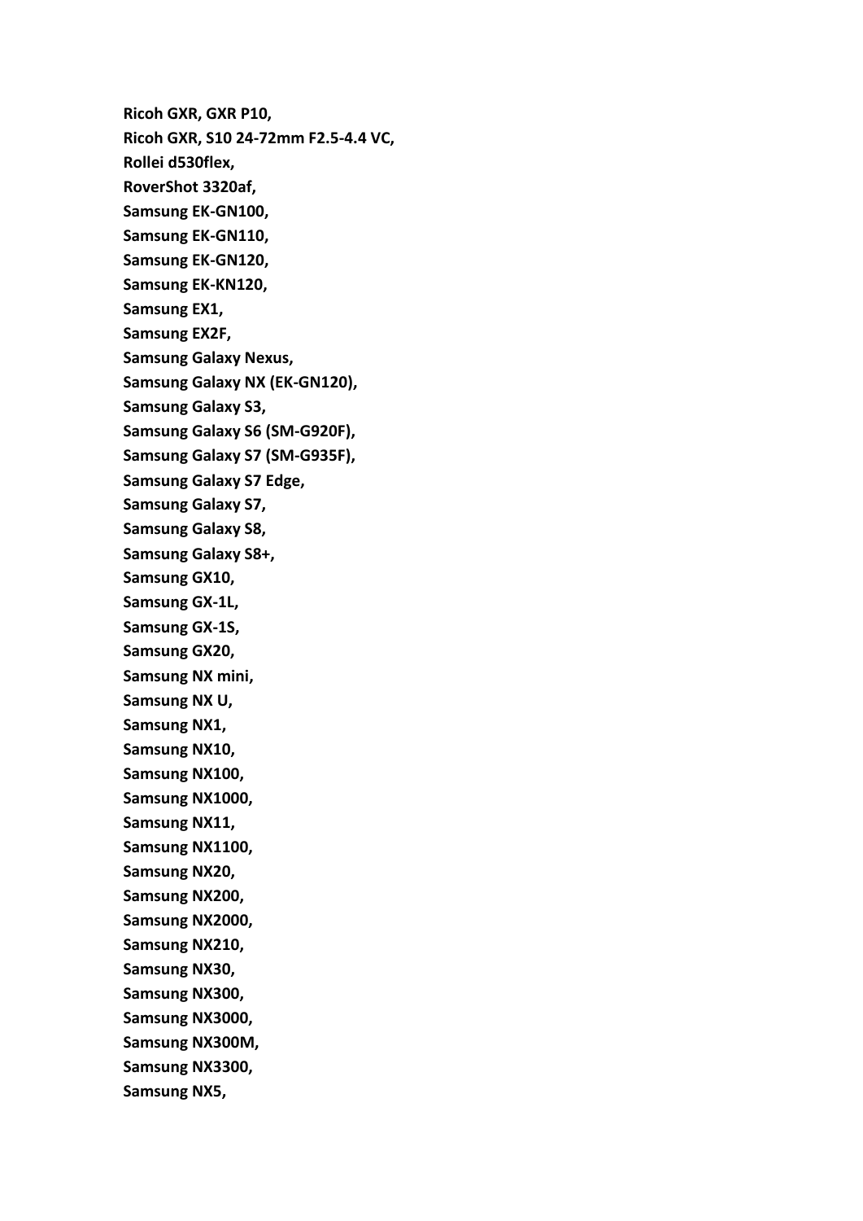**Ricoh GXR, GXR P10,**

**Ricoh GXR, S10 24-72mm F2.5-4.4 VC,**

**Rollei d530flex,**

**RoverShot 3320af,**

**Samsung EK-GN100,**

**Samsung EK-GN110,**

**Samsung EK-GN120,**

**Samsung EK-KN120,**

**Samsung EX1,**

**Samsung EX2F,**

**Samsung Galaxy Nexus,**

**Samsung Galaxy NX (EK-GN120),**

**Samsung Galaxy S3,**

**Samsung Galaxy S6 (SM-G920F),**

**Samsung Galaxy S7 (SM-G935F),**

**Samsung Galaxy S7 Edge,**

**Samsung Galaxy S7,**

**Samsung Galaxy S8,**

**Samsung Galaxy S8+,**

**Samsung GX10,**

**Samsung GX-1L,**

**Samsung GX-1S,**

**Samsung GX20,**

**Samsung NX mini,**

**Samsung NX U,**

**Samsung NX1,**

**Samsung NX10,**

**Samsung NX100,**

**Samsung NX1000,**

**Samsung NX11,**

**Samsung NX1100,**

**Samsung NX20,**

**Samsung NX200,**

**Samsung NX2000,**

**Samsung NX210,**

**Samsung NX30,**

**Samsung NX300,**

**Samsung NX3000,**

**Samsung NX300M,**

**Samsung NX3300,**

**Samsung NX5,**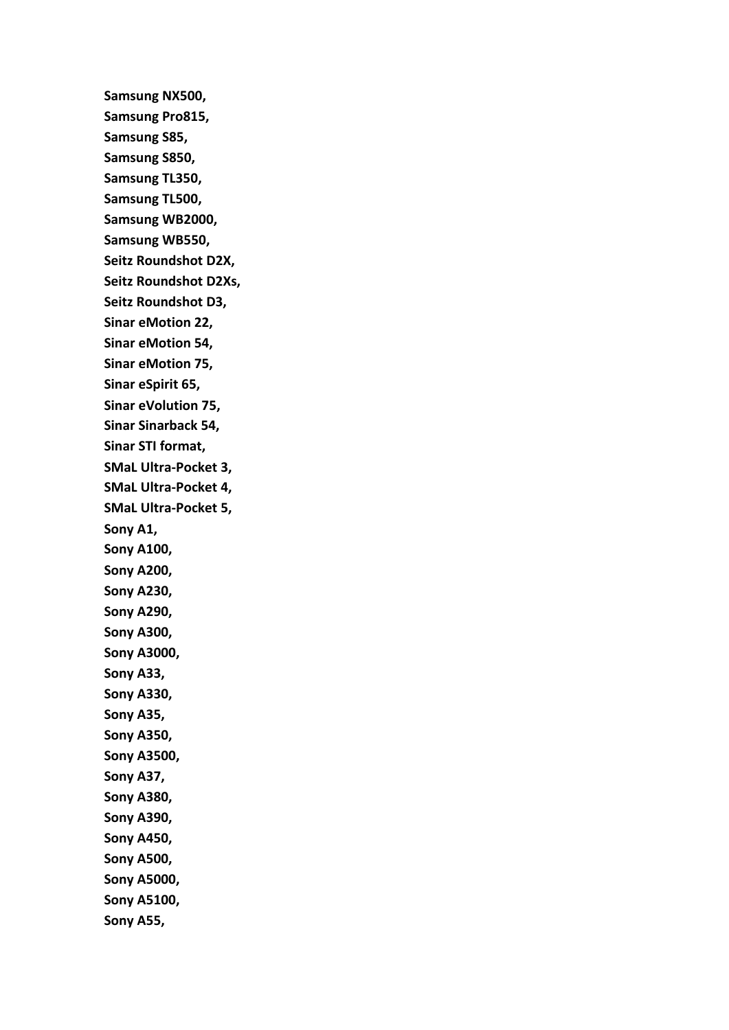**Samsung NX500,**
**Samsung Pro815,**
**Samsung S85,**
**Samsung S850,**
**Samsung TL350,**
**Samsung TL500,**
**Samsung WB2000,**
**Samsung WB550,**
**Seitz Roundshot D2X,**
**Seitz Roundshot D2Xs,**
**Seitz Roundshot D3,**
**Sinar eMotion 22,**
**Sinar eMotion 54,**
**Sinar eMotion 75,**
**Sinar eSpirit 65,**
**Sinar eVolution 75,**
**Sinar Sinarback 54,**
**Sinar STI format,**
**SMaL Ultra-Pocket 3,**
**SMaL Ultra-Pocket 4,**
**SMaL Ultra-Pocket 5,**
**Sony A1,**
**Sony A100,**
**Sony A200,**
**Sony A230,**
**Sony A290,**
**Sony A300,**
**Sony A3000,**
**Sony A33,**
**Sony A330,**
**Sony A35,**
**Sony A350,**
**Sony A3500,**
**Sony A37,**
**Sony A380,**
**Sony A390,**
**Sony A450,**
**Sony A500,**
**Sony A5000,**
**Sony A5100,**
**Sony A55,**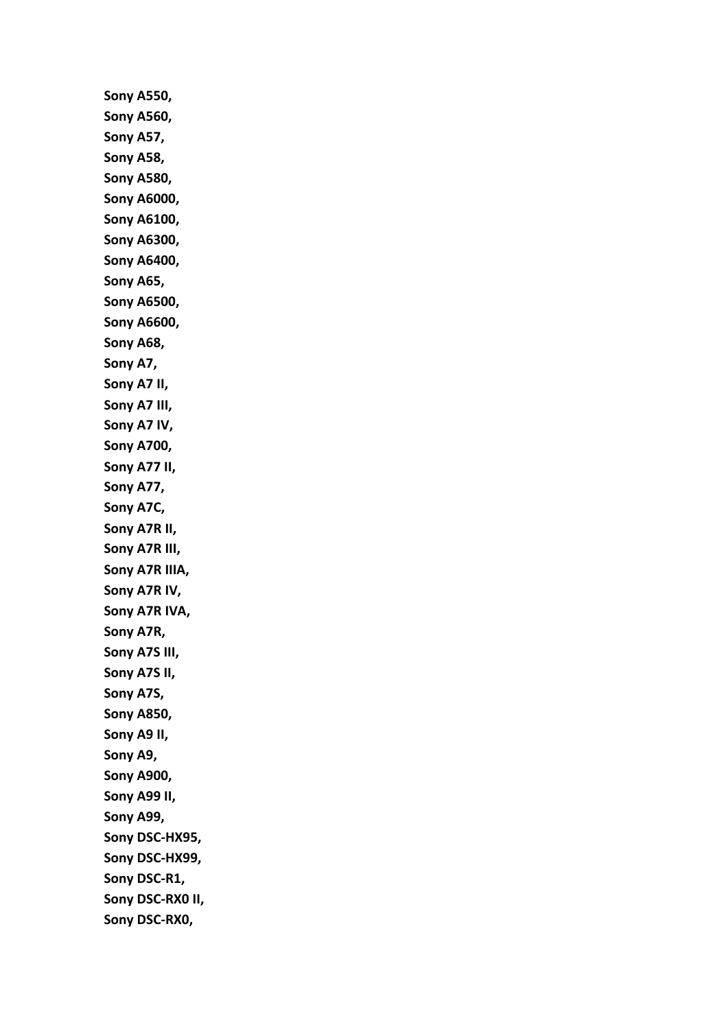**Sony A550,**
**Sony A560,**
**Sony A57,**
**Sony A58,**
**Sony A580,**
**Sony A6000,**
**Sony A6100,**
**Sony A6300,**
**Sony A6400,**
**Sony A65,**
**Sony A6500,**
**Sony A6600,**
**Sony A68,**
**Sony A7,**
**Sony A7 II,**
**Sony A7 III,**
**Sony A7 IV,**
**Sony A700,**
**Sony A77 II,**
**Sony A77,**
**Sony A7C,**
**Sony A7R II,**
**Sony A7R III,**
**Sony A7R IIIA,**
**Sony A7R IV,**
**Sony A7R IVA,**
**Sony A7R,**
**Sony A7S III,**
**Sony A7S II,**
**Sony A7S,**
**Sony A850,**
**Sony A9 II,**
**Sony A9,**
**Sony A900,**
**Sony A99 II,**
**Sony A99,**
**Sony DSC-HX95,**
**Sony DSC-HX99,**
**Sony DSC-R1,**
**Sony DSC-RX0 II,**
**Sony DSC-RX0,**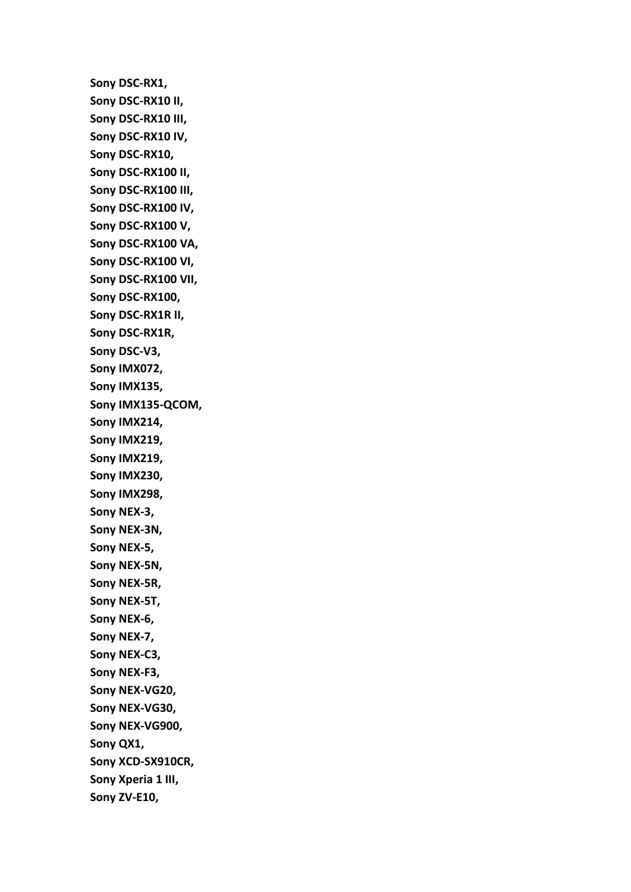**Sony DSC-RX1,**
**Sony DSC-RX10 II,**
**Sony DSC-RX10 III,**
**Sony DSC-RX10 IV,**
**Sony DSC-RX10,**
**Sony DSC-RX100 II,**
**Sony DSC-RX100 III,**
**Sony DSC-RX100 IV,**
**Sony DSC-RX100 V,**
**Sony DSC-RX100 VA,**
**Sony DSC-RX100 VI,**
**Sony DSC-RX100 VII,**
**Sony DSC-RX100,**
**Sony DSC-RX1R II,**
**Sony DSC-RX1R,**
**Sony DSC-V3,**
**Sony IMX072,**
**Sony IMX135,**
**Sony IMX135-QCOM,**
**Sony IMX214,**
**Sony IMX219,**
**Sony IMX219,**
**Sony IMX230,**
**Sony IMX298,**
**Sony NEX-3,**
**Sony NEX-3N,**
**Sony NEX-5,**
**Sony NEX-5N,**
**Sony NEX-5R,**
**Sony NEX-5T,**
**Sony NEX-6,**
**Sony NEX-7,**
**Sony NEX-C3,**
**Sony NEX-F3,**
**Sony NEX-VG20,**
**Sony NEX-VG30,**
**Sony NEX-VG900,**
**Sony QX1,**
**Sony XCD-SX910CR,**
**Sony Xperia 1 III,**
**Sony ZV-E10,**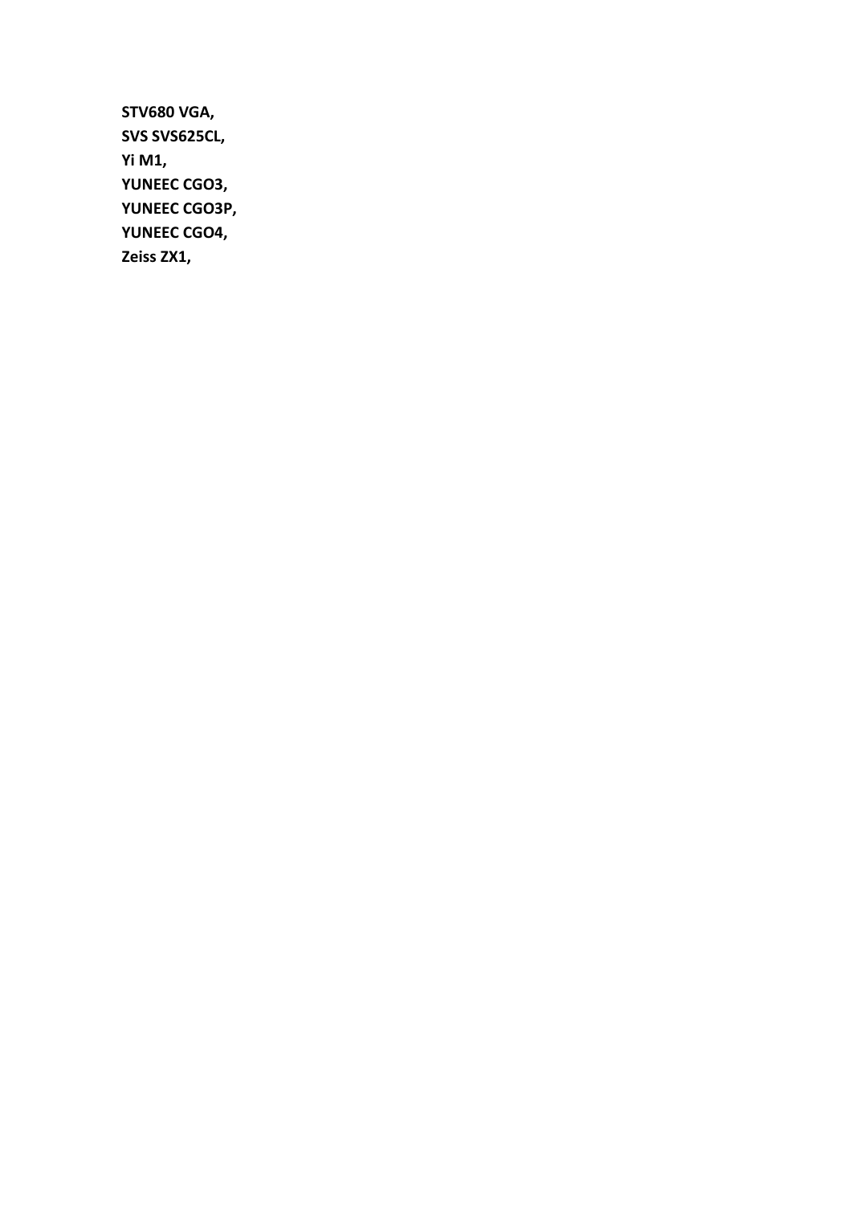**STV680 VGA,**
**SVS SVS625CL,**
**Yi M1,**
**YUNEEC CGO3,**
**YUNEEC CGO3P,**
**YUNEEC CGO4,**
**Zeiss ZX1,**